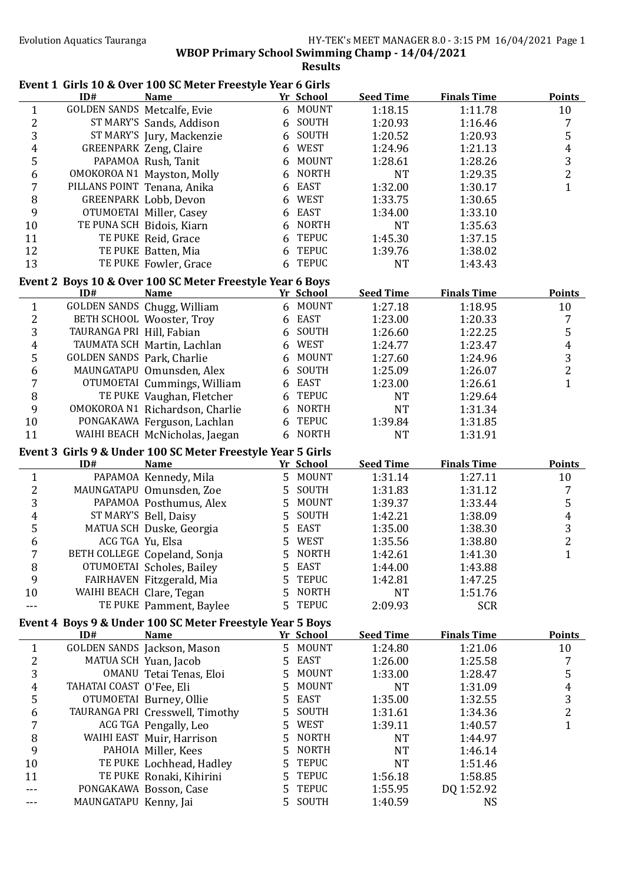Evolution Aquatics Tauranga

HY-TEK's MEET MANAGER 8.0 - 3:15 PM 16/04/2021

**WBOP Primary School Swimming Champ - 14/04/2021**

**Results**

### Event 1 Girls 10 & Over 100 SC Meter Freestyle Year 6 Girls

| | ID# | Name | Yr | School | Seed Time | Finals Time | Points |
|---|---|---|---|---|---|---|---|
| 1 | GOLDEN SANDS | Metcalfe, Evie | 6 | MOUNT | 1:18.15 | 1:11.78 | 10 |
| 2 | ST MARY'S | Sands, Addison | 6 | SOUTH | 1:20.93 | 1:16.46 | 7 |
| 3 | ST MARY'S | Jury, Mackenzie | 6 | SOUTH | 1:20.52 | 1:20.93 | 5 |
| 4 | GREENPARK | Zeng, Claire | 6 | WEST | 1:24.96 | 1:21.13 | 4 |
| 5 | PAPAMOA | Rush, Tanit | 6 | MOUNT | 1:28.61 | 1:28.26 | 3 |
| 6 | OMOKOROA N1 | Mayston, Molly | 6 | NORTH | NT | 1:29.35 | 2 |
| 7 | PILLANS POINT | Tenana, Anika | 6 | EAST | 1:32.00 | 1:30.17 | 1 |
| 8 | GREENPARK | Lobb, Devon | 6 | WEST | 1:33.75 | 1:30.65 | |
| 9 | OTUMOETAI | Miller, Casey | 6 | EAST | 1:34.00 | 1:33.10 | |
| 10 | TE PUNA SCH | Bidois, Kiarn | 6 | NORTH | NT | 1:35.63 | |
| 11 | TE PUKE | Reid, Grace | 6 | TEPUC | 1:45.30 | 1:37.15 | |
| 12 | TE PUKE | Batten, Mia | 6 | TEPUC | 1:39.76 | 1:38.02 | |
| 13 | TE PUKE | Fowler, Grace | 6 | TEPUC | NT | 1:43.43 | |

### Event 2 Boys 10 & Over 100 SC Meter Freestyle Year 6 Boys

| | ID# | Name | Yr | School | Seed Time | Finals Time | Points |
|---|---|---|---|---|---|---|---|
| 1 | GOLDEN SANDS | Chugg, William | 6 | MOUNT | 1:27.18 | 1:18.95 | 10 |
| 2 | BETH SCHOOL | Wooster, Troy | 6 | EAST | 1:23.00 | 1:20.33 | 7 |
| 3 | TAURANGA PRI | Hill, Fabian | 6 | SOUTH | 1:26.60 | 1:22.25 | 5 |
| 4 | TAUMATA SCH | Martin, Lachlan | 6 | WEST | 1:24.77 | 1:23.47 | 4 |
| 5 | GOLDEN SANDS | Park, Charlie | 6 | MOUNT | 1:27.60 | 1:24.96 | 3 |
| 6 | MAUNGATAPU | Omunsden, Alex | 6 | SOUTH | 1:25.09 | 1:26.07 | 2 |
| 7 | OTUMOETAI | Cummings, William | 6 | EAST | 1:23.00 | 1:26.61 | 1 |
| 8 | TE PUKE | Vaughan, Fletcher | 6 | TEPUC | NT | 1:29.64 | |
| 9 | OMOKOROA N1 | Richardson, Charlie | 6 | NORTH | NT | 1:31.34 | |
| 10 | PONGAKAWA | Ferguson, Lachlan | 6 | TEPUC | 1:39.84 | 1:31.85 | |
| 11 | WAIHI BEACH | McNicholas, Jaegan | 6 | NORTH | NT | 1:31.91 | |

### Event 3 Girls 9 & Under 100 SC Meter Freestyle Year 5 Girls

| | ID# | Name | Yr | School | Seed Time | Finals Time | Points |
|---|---|---|---|---|---|---|---|
| 1 | PAPAMOA | Kennedy, Mila | 5 | MOUNT | 1:31.14 | 1:27.11 | 10 |
| 2 | MAUNGATAPU | Omunsden, Zoe | 5 | SOUTH | 1:31.83 | 1:31.12 | 7 |
| 3 | PAPAMOA | Posthumus, Alex | 5 | MOUNT | 1:39.37 | 1:33.44 | 5 |
| 4 | ST MARY'S | Bell, Daisy | 5 | SOUTH | 1:42.21 | 1:38.09 | 4 |
| 5 | MATUA SCH | Duske, Georgia | 5 | EAST | 1:35.00 | 1:38.30 | 3 |
| 6 | ACG TGA | Yu, Elsa | 5 | WEST | 1:35.56 | 1:38.80 | 2 |
| 7 | BETH COLLEGE | Copeland, Sonja | 5 | NORTH | 1:42.61 | 1:41.30 | 1 |
| 8 | OTUMOETAI | Scholes, Bailey | 5 | EAST | 1:44.00 | 1:43.88 | |
| 9 | FAIRHAVEN | Fitzgerald, Mia | 5 | TEPUC | 1:42.81 | 1:47.25 | |
| 10 | WAIHI BEACH | Clare, Tegan | 5 | NORTH | NT | 1:51.76 | |
| --- | TE PUKE | Pamment, Baylee | 5 | TEPUC | 2:09.93 | SCR | |

### Event 4 Boys 9 & Under 100 SC Meter Freestyle Year 5 Boys

| | ID# | Name | Yr | School | Seed Time | Finals Time | Points |
|---|---|---|---|---|---|---|---|
| 1 | GOLDEN SANDS | Jackson, Mason | 5 | MOUNT | 1:24.80 | 1:21.06 | 10 |
| 2 | MATUA SCH | Yuan, Jacob | 5 | EAST | 1:26.00 | 1:25.58 | 7 |
| 3 | OMANU | Tetai Tenas, Eloi | 5 | MOUNT | 1:33.00 | 1:28.47 | 5 |
| 4 | TAHATAI COAST | O'Fee, Eli | 5 | MOUNT | NT | 1:31.09 | 4 |
| 5 | OTUMOETAI | Burney, Ollie | 5 | EAST | 1:35.00 | 1:32.55 | 3 |
| 6 | TAURANGA PRI | Cresswell, Timothy | 5 | SOUTH | 1:31.61 | 1:34.36 | 2 |
| 7 | ACG TGA | Pengally, Leo | 5 | WEST | 1:39.11 | 1:40.57 | 1 |
| 8 | WAIHI EAST | Muir, Harrison | 5 | NORTH | NT | 1:44.97 | |
| 9 | PAHOIA | Miller, Kees | 5 | NORTH | NT | 1:46.14 | |
| 10 | TE PUKE | Lochhead, Hadley | 5 | TEPUC | NT | 1:51.46 | |
| 11 | TE PUKE | Ronaki, Kihirini | 5 | TEPUC | 1:56.18 | 1:58.85 | |
| --- | PONGAKAWA | Bosson, Case | 5 | TEPUC | 1:55.95 | DQ 1:52.92 | |
| --- | MAUNGATAPU | Kenny, Jai | 5 | SOUTH | 1:40.59 | NS | |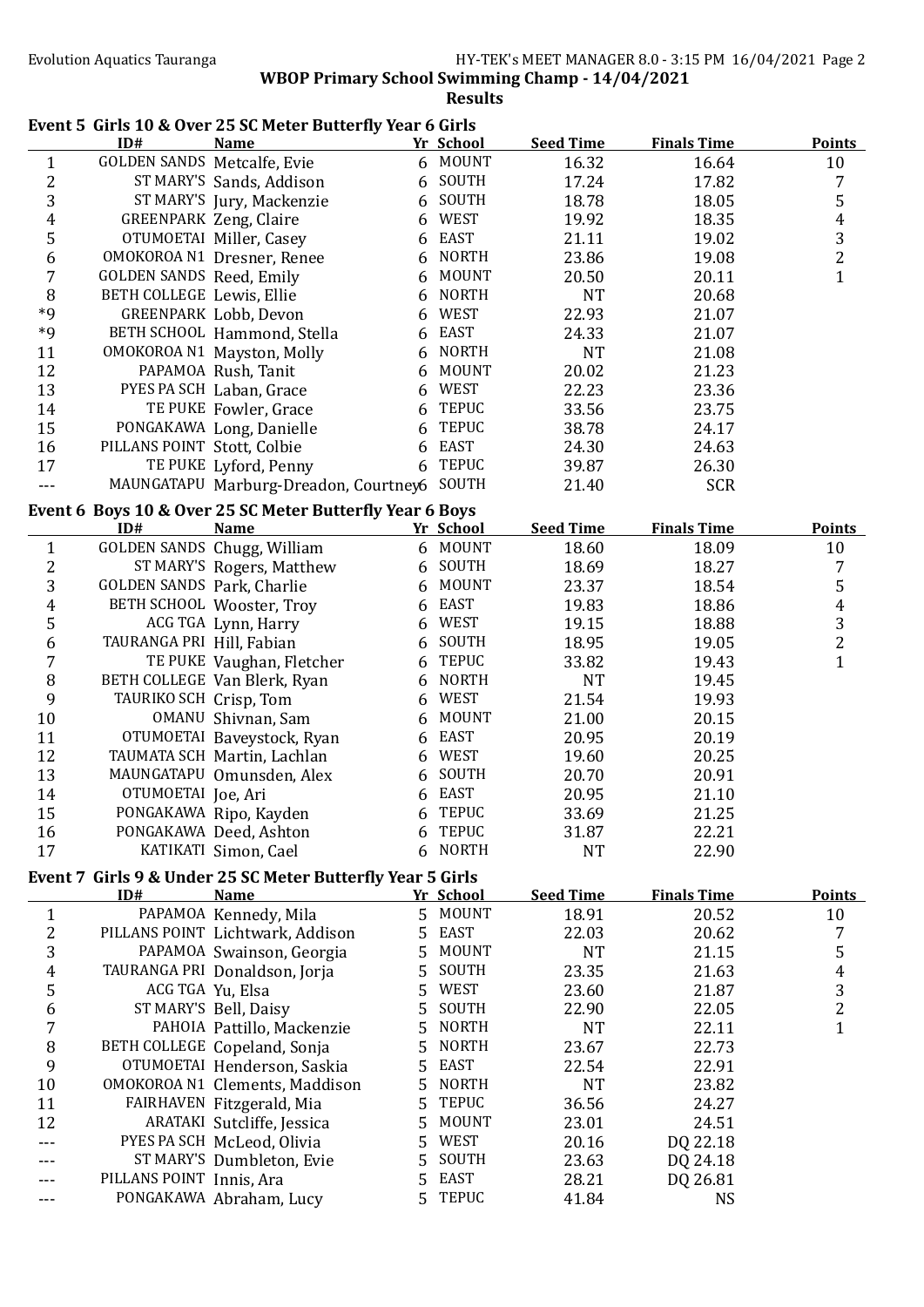## WBOP Primary School Swimming Champ - 14/04/2021

### Results

### Event 5 Girls 10 & Over 25 SC Meter Butterfly Year 6 Girls

| | ID# | Name | Yr | School | Seed Time | Finals Time | Points |
|---|---|---|---|---|---|---|---|
| 1 | GOLDEN SANDS | Metcalfe, Evie | 6 | MOUNT | 16.32 | 16.64 | 10 |
| 2 | ST MARY'S | Sands, Addison | 6 | SOUTH | 17.24 | 17.82 | 7 |
| 3 | ST MARY'S | Jury, Mackenzie | 6 | SOUTH | 18.78 | 18.05 | 5 |
| 4 | GREENPARK | Zeng, Claire | 6 | WEST | 19.92 | 18.35 | 4 |
| 5 | OTUMOETAI | Miller, Casey | 6 | EAST | 21.11 | 19.02 | 3 |
| 6 | OMOKOROA N1 | Dresner, Renee | 6 | NORTH | 23.86 | 19.08 | 2 |
| 7 | GOLDEN SANDS | Reed, Emily | 6 | MOUNT | 20.50 | 20.11 | 1 |
| 8 | BETH COLLEGE | Lewis, Ellie | 6 | NORTH | NT | 20.68 | |
| *9 | GREENPARK | Lobb, Devon | 6 | WEST | 22.93 | 21.07 | |
| *9 | BETH SCHOOL | Hammond, Stella | 6 | EAST | 24.33 | 21.07 | |
| 11 | OMOKOROA N1 | Mayston, Molly | 6 | NORTH | NT | 21.08 | |
| 12 | PAPAMOA | Rush, Tanit | 6 | MOUNT | 20.02 | 21.23 | |
| 13 | PYES PA SCH | Laban, Grace | 6 | WEST | 22.23 | 23.36 | |
| 14 | TE PUKE | Fowler, Grace | 6 | TEPUC | 33.56 | 23.75 | |
| 15 | PONGAKAWA | Long, Danielle | 6 | TEPUC | 38.78 | 24.17 | |
| 16 | PILLANS POINT | Stott, Colbie | 6 | EAST | 24.30 | 24.63 | |
| 17 | TE PUKE | Lyford, Penny | 6 | TEPUC | 39.87 | 26.30 | |
| --- | MAUNGATAPU | Marburg-Dreadon, Courtney | 6 | SOUTH | 21.40 | SCR | |

### Event 6 Boys 10 & Over 25 SC Meter Butterfly Year 6 Boys

| | ID# | Name | Yr | School | Seed Time | Finals Time | Points |
|---|---|---|---|---|---|---|---|
| 1 | GOLDEN SANDS | Chugg, William | 6 | MOUNT | 18.60 | 18.09 | 10 |
| 2 | ST MARY'S | Rogers, Matthew | 6 | SOUTH | 18.69 | 18.27 | 7 |
| 3 | GOLDEN SANDS | Park, Charlie | 6 | MOUNT | 23.37 | 18.54 | 5 |
| 4 | BETH SCHOOL | Wooster, Troy | 6 | EAST | 19.83 | 18.86 | 4 |
| 5 | ACG TGA | Lynn, Harry | 6 | WEST | 19.15 | 18.88 | 3 |
| 6 | TAURANGA PRI | Hill, Fabian | 6 | SOUTH | 18.95 | 19.05 | 2 |
| 7 | TE PUKE | Vaughan, Fletcher | 6 | TEPUC | 33.82 | 19.43 | 1 |
| 8 | BETH COLLEGE | Van Blerk, Ryan | 6 | NORTH | NT | 19.45 | |
| 9 | TAURIKO SCH | Crisp, Tom | 6 | WEST | 21.54 | 19.93 | |
| 10 | OMANU | Shivnan, Sam | 6 | MOUNT | 21.00 | 20.15 | |
| 11 | OTUMOETAI | Baveystock, Ryan | 6 | EAST | 20.95 | 20.19 | |
| 12 | TAUMATA SCH | Martin, Lachlan | 6 | WEST | 19.60 | 20.25 | |
| 13 | MAUNGATAPU | Omunsden, Alex | 6 | SOUTH | 20.70 | 20.91 | |
| 14 | OTUMOETAI | Joe, Ari | 6 | EAST | 20.95 | 21.10 | |
| 15 | PONGAKAWA | Ripo, Kayden | 6 | TEPUC | 33.69 | 21.25 | |
| 16 | PONGAKAWA | Deed, Ashton | 6 | TEPUC | 31.87 | 22.21 | |
| 17 | KATIKATI | Simon, Cael | 6 | NORTH | NT | 22.90 | |

### Event 7 Girls 9 & Under 25 SC Meter Butterfly Year 5 Girls

| | ID# | Name | Yr | School | Seed Time | Finals Time | Points |
|---|---|---|---|---|---|---|---|
| 1 | PAPAMOA | Kennedy, Mila | 5 | MOUNT | 18.91 | 20.52 | 10 |
| 2 | PILLANS POINT | Lichtwark, Addison | 5 | EAST | 22.03 | 20.62 | 7 |
| 3 | PAPAMOA | Swainson, Georgia | 5 | MOUNT | NT | 21.15 | 5 |
| 4 | TAURANGA PRI | Donaldson, Jorja | 5 | SOUTH | 23.35 | 21.63 | 4 |
| 5 | ACG TGA | Yu, Elsa | 5 | WEST | 23.60 | 21.87 | 3 |
| 6 | ST MARY'S | Bell, Daisy | 5 | SOUTH | 22.90 | 22.05 | 2 |
| 7 | PAHOIA | Pattillo, Mackenzie | 5 | NORTH | NT | 22.11 | 1 |
| 8 | BETH COLLEGE | Copeland, Sonja | 5 | NORTH | 23.67 | 22.73 | |
| 9 | OTUMOETAI | Henderson, Saskia | 5 | EAST | 22.54 | 22.91 | |
| 10 | OMOKOROA N1 | Clements, Maddison | 5 | NORTH | NT | 23.82 | |
| 11 | FAIRHAVEN | Fitzgerald, Mia | 5 | TEPUC | 36.56 | 24.27 | |
| 12 | ARATAKI | Sutcliffe, Jessica | 5 | MOUNT | 23.01 | 24.51 | |
| --- | PYES PA SCH | McLeod, Olivia | 5 | WEST | 20.16 | DQ 22.18 | |
| --- | ST MARY'S | Dumbleton, Evie | 5 | SOUTH | 23.63 | DQ 24.18 | |
| --- | PILLANS POINT | Innis, Ara | 5 | EAST | 28.21 | DQ 26.81 | |
| --- | PONGAKAWA | Abraham, Lucy | 5 | TEPUC | 41.84 | NS | |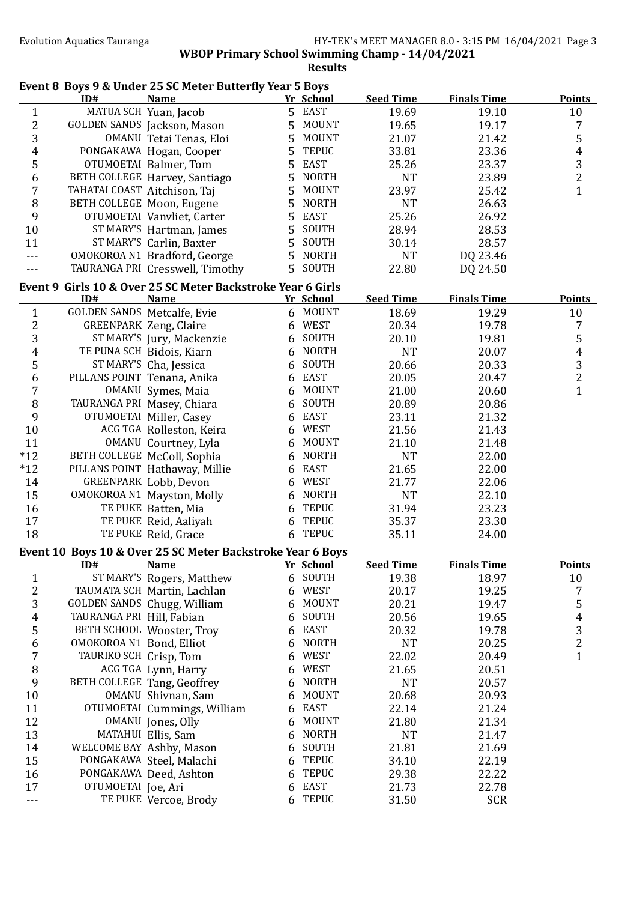**WBOP Primary School Swimming Champ - 14/04/2021**

**Results**

### Event 8 Boys 9 & Under 25 SC Meter Butterfly Year 5 Boys

| | ID# | Name | Yr | School | Seed Time | Finals Time | Points |
|---|---|---|---|---|---|---|---|
| 1 | MATUA SCH | Yuan, Jacob | 5 | EAST | 19.69 | 19.10 | 10 |
| 2 | GOLDEN SANDS | Jackson, Mason | 5 | MOUNT | 19.65 | 19.17 | 7 |
| 3 | OMANU | Tetai Tenas, Eloi | 5 | MOUNT | 21.07 | 21.42 | 5 |
| 4 | PONGAKAWA | Hogan, Cooper | 5 | TEPUC | 33.81 | 23.36 | 4 |
| 5 | OTUMOETAI | Balmer, Tom | 5 | EAST | 25.26 | 23.37 | 3 |
| 6 | BETH COLLEGE | Harvey, Santiago | 5 | NORTH | NT | 23.89 | 2 |
| 7 | TAHATAI COAST | Aitchison, Taj | 5 | MOUNT | 23.97 | 25.42 | 1 |
| 8 | BETH COLLEGE | Moon, Eugene | 5 | NORTH | NT | 26.63 | |
| 9 | OTUMOETAI | Vanvliet, Carter | 5 | EAST | 25.26 | 26.92 | |
| 10 | ST MARY'S | Hartman, James | 5 | SOUTH | 28.94 | 28.53 | |
| 11 | ST MARY'S | Carlin, Baxter | 5 | SOUTH | 30.14 | 28.57 | |
| --- | OMOKOROA N1 | Bradford, George | 5 | NORTH | NT | DQ 23.46 | |
| --- | TAURANGA PRI | Cresswell, Timothy | 5 | SOUTH | 22.80 | DQ 24.50 | |

### Event 9 Girls 10 & Over 25 SC Meter Backstroke Year 6 Girls

| | ID# | Name | Yr | School | Seed Time | Finals Time | Points |
|---|---|---|---|---|---|---|---|
| 1 | GOLDEN SANDS | Metcalfe, Evie | 6 | MOUNT | 18.69 | 19.29 | 10 |
| 2 | GREENPARK | Zeng, Claire | 6 | WEST | 20.34 | 19.78 | 7 |
| 3 | ST MARY'S | Jury, Mackenzie | 6 | SOUTH | 20.10 | 19.81 | 5 |
| 4 | TE PUNA SCH | Bidois, Kiarn | 6 | NORTH | NT | 20.07 | 4 |
| 5 | ST MARY'S | Cha, Jessica | 6 | SOUTH | 20.66 | 20.33 | 3 |
| 6 | PILLANS POINT | Tenana, Anika | 6 | EAST | 20.05 | 20.47 | 2 |
| 7 | OMANU | Symes, Maia | 6 | MOUNT | 21.00 | 20.60 | 1 |
| 8 | TAURANGA PRI | Masey, Chiara | 6 | SOUTH | 20.89 | 20.86 | |
| 9 | OTUMOETAI | Miller, Casey | 6 | EAST | 23.11 | 21.32 | |
| 10 | ACG TGA | Rolleston, Keira | 6 | WEST | 21.56 | 21.43 | |
| 11 | OMANU | Courtney, Lyla | 6 | MOUNT | 21.10 | 21.48 | |
| *12 | BETH COLLEGE | McColl, Sophia | 6 | NORTH | NT | 22.00 | |
| *12 | PILLANS POINT | Hathaway, Millie | 6 | EAST | 21.65 | 22.00 | |
| 14 | GREENPARK | Lobb, Devon | 6 | WEST | 21.77 | 22.06 | |
| 15 | OMOKOROA N1 | Mayston, Molly | 6 | NORTH | NT | 22.10 | |
| 16 | TE PUKE | Batten, Mia | 6 | TEPUC | 31.94 | 23.23 | |
| 17 | TE PUKE | Reid, Aaliyah | 6 | TEPUC | 35.37 | 23.30 | |
| 18 | TE PUKE | Reid, Grace | 6 | TEPUC | 35.11 | 24.00 | |

### Event 10 Boys 10 & Over 25 SC Meter Backstroke Year 6 Boys

| | ID# | Name | Yr | School | Seed Time | Finals Time | Points |
|---|---|---|---|---|---|---|---|
| 1 | ST MARY'S | Rogers, Matthew | 6 | SOUTH | 19.38 | 18.97 | 10 |
| 2 | TAUMATA SCH | Martin, Lachlan | 6 | WEST | 20.17 | 19.25 | 7 |
| 3 | GOLDEN SANDS | Chugg, William | 6 | MOUNT | 20.21 | 19.47 | 5 |
| 4 | TAURANGA PRI | Hill, Fabian | 6 | SOUTH | 20.56 | 19.65 | 4 |
| 5 | BETH SCHOOL | Wooster, Troy | 6 | EAST | 20.32 | 19.78 | 3 |
| 6 | OMOKOROA N1 | Bond, Elliot | 6 | NORTH | NT | 20.25 | 2 |
| 7 | TAURIKO SCH | Crisp, Tom | 6 | WEST | 22.02 | 20.49 | 1 |
| 8 | ACG TGA | Lynn, Harry | 6 | WEST | 21.65 | 20.51 | |
| 9 | BETH COLLEGE | Tang, Geoffrey | 6 | NORTH | NT | 20.57 | |
| 10 | OMANU | Shivnan, Sam | 6 | MOUNT | 20.68 | 20.93 | |
| 11 | OTUMOETAI | Cummings, William | 6 | EAST | 22.14 | 21.24 | |
| 12 | OMANU | Jones, Olly | 6 | MOUNT | 21.80 | 21.34 | |
| 13 | MATAHUI | Ellis, Sam | 6 | NORTH | NT | 21.47 | |
| 14 | WELCOME BAY | Ashby, Mason | 6 | SOUTH | 21.81 | 21.69 | |
| 15 | PONGAKAWA | Steel, Malachi | 6 | TEPUC | 34.10 | 22.19 | |
| 16 | PONGAKAWA | Deed, Ashton | 6 | TEPUC | 29.38 | 22.22 | |
| 17 | OTUMOETAI | Joe, Ari | 6 | EAST | 21.73 | 22.78 | |
| --- | TE PUKE | Vercoe, Brody | 6 | TEPUC | 31.50 | SCR | |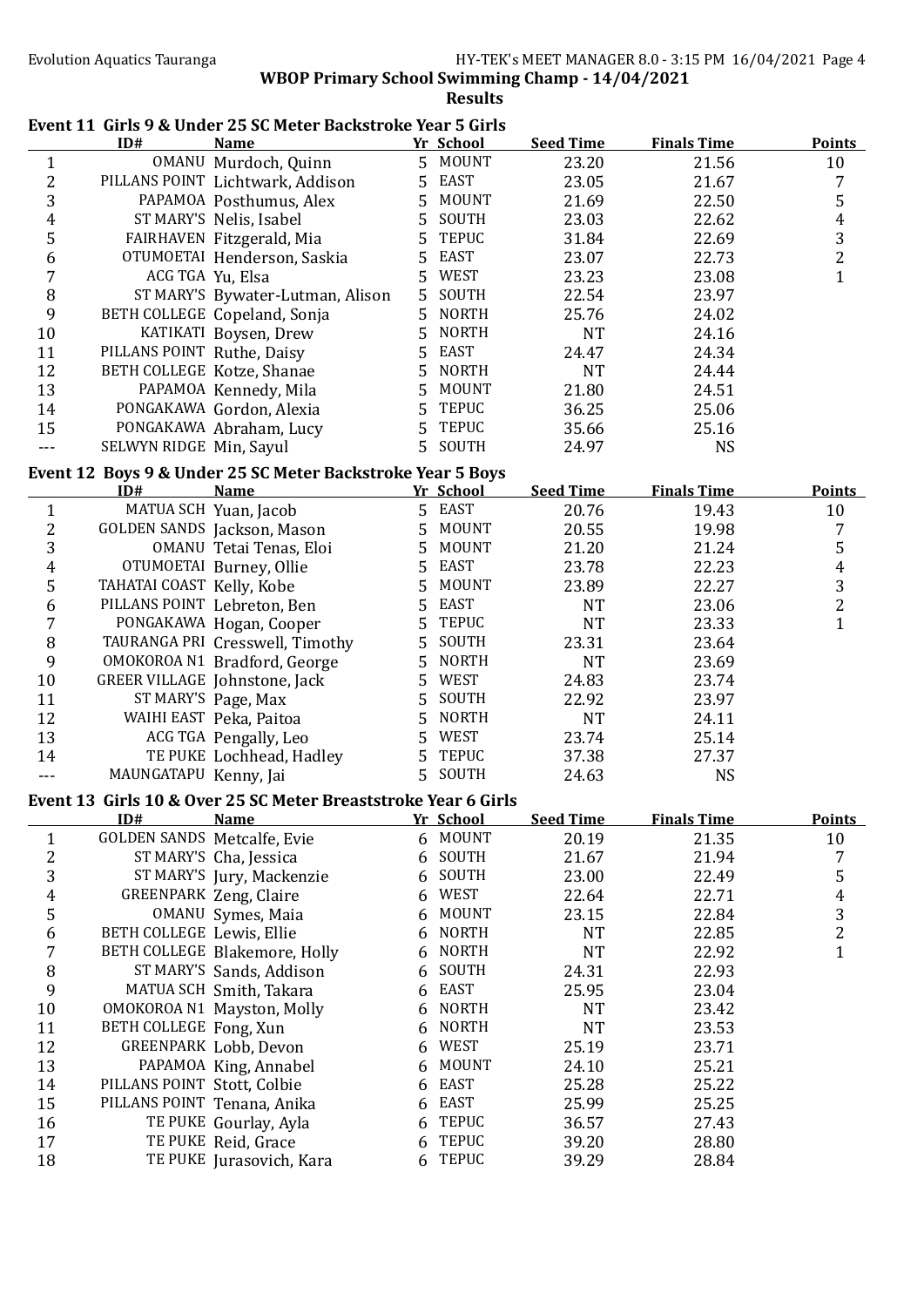**WBOP Primary School Swimming Champ - 14/04/2021**

**Results**

### Event 11 Girls 9 & Under 25 SC Meter Backstroke Year 5 Girls

| | ID# | Name | Yr | School | Seed Time | Finals Time | Points |
|---|---|---|---|---|---|---|---|
| 1 | OMANU | Murdoch, Quinn | 5 | MOUNT | 23.20 | 21.56 | 10 |
| 2 | PILLANS POINT | Lichtwark, Addison | 5 | EAST | 23.05 | 21.67 | 7 |
| 3 | PAPAMOA | Posthumus, Alex | 5 | MOUNT | 21.69 | 22.50 | 5 |
| 4 | ST MARY'S | Nelis, Isabel | 5 | SOUTH | 23.03 | 22.62 | 4 |
| 5 | FAIRHAVEN | Fitzgerald, Mia | 5 | TEPUC | 31.84 | 22.69 | 3 |
| 6 | OTUMOETAI | Henderson, Saskia | 5 | EAST | 23.07 | 22.73 | 2 |
| 7 | ACG TGA | Yu, Elsa | 5 | WEST | 23.23 | 23.08 | 1 |
| 8 | ST MARY'S | Bywater-Lutman, Alison | 5 | SOUTH | 22.54 | 23.97 | |
| 9 | BETH COLLEGE | Copeland, Sonja | 5 | NORTH | 25.76 | 24.02 | |
| 10 | KATIKATI | Boysen, Drew | 5 | NORTH | NT | 24.16 | |
| 11 | PILLANS POINT | Ruthe, Daisy | 5 | EAST | 24.47 | 24.34 | |
| 12 | BETH COLLEGE | Kotze, Shanae | 5 | NORTH | NT | 24.44 | |
| 13 | PAPAMOA | Kennedy, Mila | 5 | MOUNT | 21.80 | 24.51 | |
| 14 | PONGAKAWA | Gordon, Alexia | 5 | TEPUC | 36.25 | 25.06 | |
| 15 | PONGAKAWA | Abraham, Lucy | 5 | TEPUC | 35.66 | 25.16 | |
| --- | SELWYN RIDGE | Min, Sayul | 5 | SOUTH | 24.97 | NS | |

### Event 12 Boys 9 & Under 25 SC Meter Backstroke Year 5 Boys

| | ID# | Name | Yr | School | Seed Time | Finals Time | Points |
|---|---|---|---|---|---|---|---|
| 1 | MATUA SCH | Yuan, Jacob | 5 | EAST | 20.76 | 19.43 | 10 |
| 2 | GOLDEN SANDS | Jackson, Mason | 5 | MOUNT | 20.55 | 19.98 | 7 |
| 3 | OMANU | Tetai Tenas, Eloi | 5 | MOUNT | 21.20 | 21.24 | 5 |
| 4 | OTUMOETAI | Burney, Ollie | 5 | EAST | 23.78 | 22.23 | 4 |
| 5 | TAHATAI COAST | Kelly, Kobe | 5 | MOUNT | 23.89 | 22.27 | 3 |
| 6 | PILLANS POINT | Lebreton, Ben | 5 | EAST | NT | 23.06 | 2 |
| 7 | PONGAKAWA | Hogan, Cooper | 5 | TEPUC | NT | 23.33 | 1 |
| 8 | TAURANGA PRI | Cresswell, Timothy | 5 | SOUTH | 23.31 | 23.64 | |
| 9 | OMOKOROA N1 | Bradford, George | 5 | NORTH | NT | 23.69 | |
| 10 | GREER VILLAGE | Johnstone, Jack | 5 | WEST | 24.83 | 23.74 | |
| 11 | ST MARY'S | Page, Max | 5 | SOUTH | 22.92 | 23.97 | |
| 12 | WAIHI EAST | Peka, Paitoa | 5 | NORTH | NT | 24.11 | |
| 13 | ACG TGA | Pengally, Leo | 5 | WEST | 23.74 | 25.14 | |
| 14 | TE PUKE | Lochhead, Hadley | 5 | TEPUC | 37.38 | 27.37 | |
| --- | MAUNGATAPU | Kenny, Jai | 5 | SOUTH | 24.63 | NS | |

### Event 13 Girls 10 & Over 25 SC Meter Breaststroke Year 6 Girls

| | ID# | Name | Yr | School | Seed Time | Finals Time | Points |
|---|---|---|---|---|---|---|---|
| 1 | GOLDEN SANDS | Metcalfe, Evie | 6 | MOUNT | 20.19 | 21.35 | 10 |
| 2 | ST MARY'S | Cha, Jessica | 6 | SOUTH | 21.67 | 21.94 | 7 |
| 3 | ST MARY'S | Jury, Mackenzie | 6 | SOUTH | 23.00 | 22.49 | 5 |
| 4 | GREENPARK | Zeng, Claire | 6 | WEST | 22.64 | 22.71 | 4 |
| 5 | OMANU | Symes, Maia | 6 | MOUNT | 23.15 | 22.84 | 3 |
| 6 | BETH COLLEGE | Lewis, Ellie | 6 | NORTH | NT | 22.85 | 2 |
| 7 | BETH COLLEGE | Blakemore, Holly | 6 | NORTH | NT | 22.92 | 1 |
| 8 | ST MARY'S | Sands, Addison | 6 | SOUTH | 24.31 | 22.93 | |
| 9 | MATUA SCH | Smith, Takara | 6 | EAST | 25.95 | 23.04 | |
| 10 | OMOKOROA N1 | Mayston, Molly | 6 | NORTH | NT | 23.42 | |
| 11 | BETH COLLEGE | Fong, Xun | 6 | NORTH | NT | 23.53 | |
| 12 | GREENPARK | Lobb, Devon | 6 | WEST | 25.19 | 23.71 | |
| 13 | PAPAMOA | King, Annabel | 6 | MOUNT | 24.10 | 25.21 | |
| 14 | PILLANS POINT | Stott, Colbie | 6 | EAST | 25.28 | 25.22 | |
| 15 | PILLANS POINT | Tenana, Anika | 6 | EAST | 25.99 | 25.25 | |
| 16 | TE PUKE | Gourlay, Ayla | 6 | TEPUC | 36.57 | 27.43 | |
| 17 | TE PUKE | Reid, Grace | 6 | TEPUC | 39.20 | 28.80 | |
| 18 | TE PUKE | Jurasovich, Kara | 6 | TEPUC | 39.29 | 28.84 | |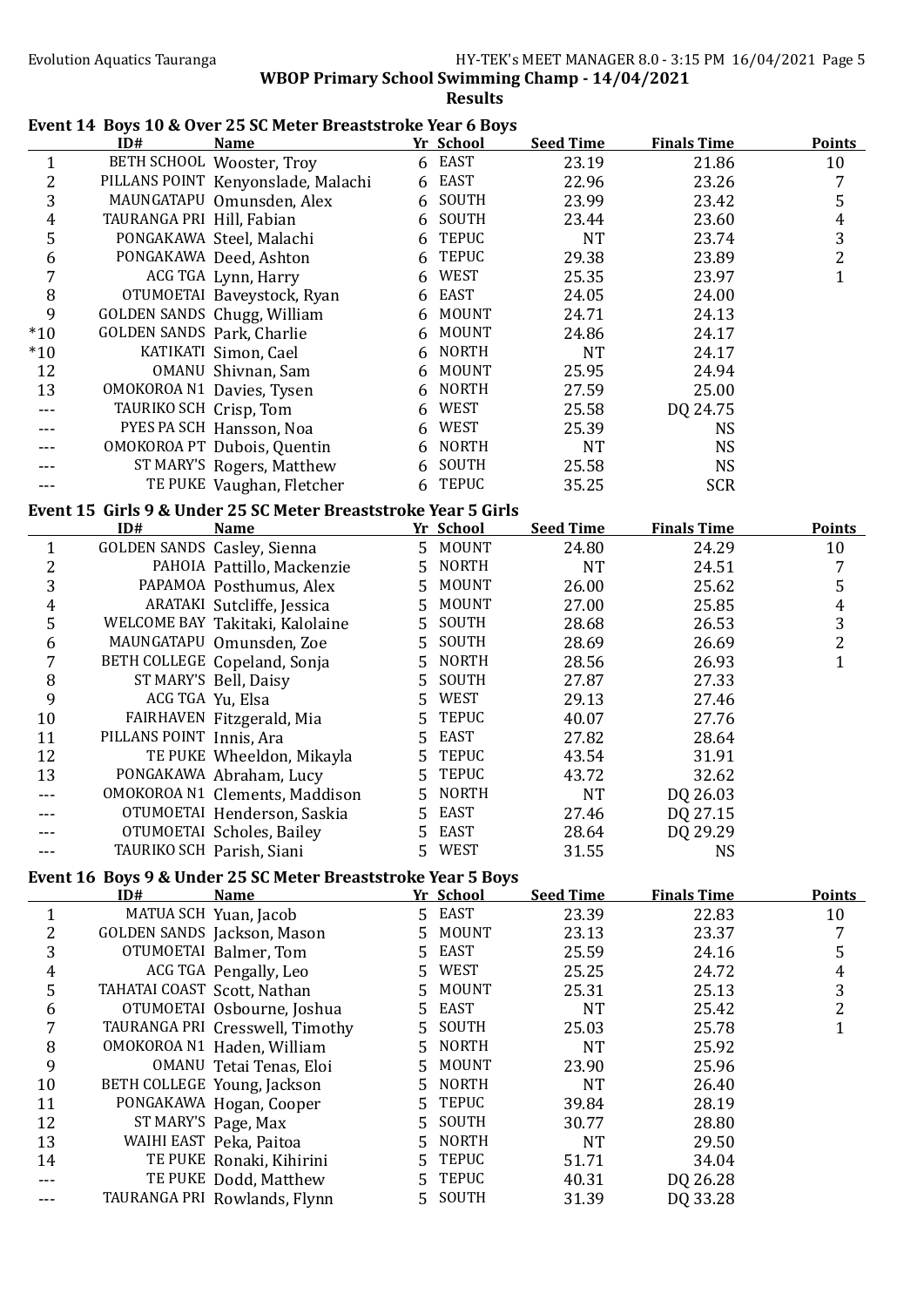**WBOP Primary School Swimming Champ - 14/04/2021**

**Results**

### Event 14 Boys 10 & Over 25 SC Meter Breaststroke Year 6 Boys

| | ID# | Name | Yr | School | Seed Time | Finals Time | Points |
|---|---|---|---|---|---|---|---|
| 1 | BETH SCHOOL | Wooster, Troy | 6 | EAST | 23.19 | 21.86 | 10 |
| 2 | PILLANS POINT | Kenyonslade, Malachi | 6 | EAST | 22.96 | 23.26 | 7 |
| 3 | MAUNGATAPU | Omunsden, Alex | 6 | SOUTH | 23.99 | 23.42 | 5 |
| 4 | TAURANGA PRI | Hill, Fabian | 6 | SOUTH | 23.44 | 23.60 | 4 |
| 5 | PONGAKAWA | Steel, Malachi | 6 | TEPUC | NT | 23.74 | 3 |
| 6 | PONGAKAWA | Deed, Ashton | 6 | TEPUC | 29.38 | 23.89 | 2 |
| 7 | ACG TGA | Lynn, Harry | 6 | WEST | 25.35 | 23.97 | 1 |
| 8 | OTUMOETAI | Baveystock, Ryan | 6 | EAST | 24.05 | 24.00 | |
| 9 | GOLDEN SANDS | Chugg, William | 6 | MOUNT | 24.71 | 24.13 | |
| *10 | GOLDEN SANDS | Park, Charlie | 6 | MOUNT | 24.86 | 24.17 | |
| *10 | KATIKATI | Simon, Cael | 6 | NORTH | NT | 24.17 | |
| 12 | OMANU | Shivnan, Sam | 6 | MOUNT | 25.95 | 24.94 | |
| 13 | OMOKOROA N1 | Davies, Tysen | 6 | NORTH | 27.59 | 25.00 | |
| --- | TAURIKO SCH | Crisp, Tom | 6 | WEST | 25.58 | DQ 24.75 | |
| --- | PYES PA SCH | Hansson, Noa | 6 | WEST | 25.39 | NS | |
| --- | OMOKOROA PT | Dubois, Quentin | 6 | NORTH | NT | NS | |
| --- | ST MARY'S | Rogers, Matthew | 6 | SOUTH | 25.58 | NS | |
| --- | TE PUKE | Vaughan, Fletcher | 6 | TEPUC | 35.25 | SCR | |

### Event 15 Girls 9 & Under 25 SC Meter Breaststroke Year 5 Girls

| | ID# | Name | Yr | School | Seed Time | Finals Time | Points |
|---|---|---|---|---|---|---|---|
| 1 | GOLDEN SANDS | Casley, Sienna | 5 | MOUNT | 24.80 | 24.29 | 10 |
| 2 | PAHOIA | Pattillo, Mackenzie | 5 | NORTH | NT | 24.51 | 7 |
| 3 | PAPAMOA | Posthumus, Alex | 5 | MOUNT | 26.00 | 25.62 | 5 |
| 4 | ARATAKI | Sutcliffe, Jessica | 5 | MOUNT | 27.00 | 25.85 | 4 |
| 5 | WELCOME BAY | Takitaki, Kalolaine | 5 | SOUTH | 28.68 | 26.53 | 3 |
| 6 | MAUNGATAPU | Omunsden, Zoe | 5 | SOUTH | 28.69 | 26.69 | 2 |
| 7 | BETH COLLEGE | Copeland, Sonja | 5 | NORTH | 28.56 | 26.93 | 1 |
| 8 | ST MARY'S | Bell, Daisy | 5 | SOUTH | 27.87 | 27.33 | |
| 9 | ACG TGA | Yu, Elsa | 5 | WEST | 29.13 | 27.46 | |
| 10 | FAIRHAVEN | Fitzgerald, Mia | 5 | TEPUC | 40.07 | 27.76 | |
| 11 | PILLANS POINT | Innis, Ara | 5 | EAST | 27.82 | 28.64 | |
| 12 | TE PUKE | Wheeldon, Mikayla | 5 | TEPUC | 43.54 | 31.91 | |
| 13 | PONGAKAWA | Abraham, Lucy | 5 | TEPUC | 43.72 | 32.62 | |
| --- | OMOKOROA N1 | Clements, Maddison | 5 | NORTH | NT | DQ 26.03 | |
| --- | OTUMOETAI | Henderson, Saskia | 5 | EAST | 27.46 | DQ 27.15 | |
| --- | OTUMOETAI | Scholes, Bailey | 5 | EAST | 28.64 | DQ 29.29 | |
| --- | TAURIKO SCH | Parish, Siani | 5 | WEST | 31.55 | NS | |

### Event 16 Boys 9 & Under 25 SC Meter Breaststroke Year 5 Boys

| | ID# | Name | Yr | School | Seed Time | Finals Time | Points |
|---|---|---|---|---|---|---|---|
| 1 | MATUA SCH | Yuan, Jacob | 5 | EAST | 23.39 | 22.83 | 10 |
| 2 | GOLDEN SANDS | Jackson, Mason | 5 | MOUNT | 23.13 | 23.37 | 7 |
| 3 | OTUMOETAI | Balmer, Tom | 5 | EAST | 25.59 | 24.16 | 5 |
| 4 | ACG TGA | Pengally, Leo | 5 | WEST | 25.25 | 24.72 | 4 |
| 5 | TAHATAI COAST | Scott, Nathan | 5 | MOUNT | 25.31 | 25.13 | 3 |
| 6 | OTUMOETAI | Osbourne, Joshua | 5 | EAST | NT | 25.42 | 2 |
| 7 | TAURANGA PRI | Cresswell, Timothy | 5 | SOUTH | 25.03 | 25.78 | 1 |
| 8 | OMOKOROA N1 | Haden, William | 5 | NORTH | NT | 25.92 | |
| 9 | OMANU | Tetai Tenas, Eloi | 5 | MOUNT | 23.90 | 25.96 | |
| 10 | BETH COLLEGE | Young, Jackson | 5 | NORTH | NT | 26.40 | |
| 11 | PONGAKAWA | Hogan, Cooper | 5 | TEPUC | 39.84 | 28.19 | |
| 12 | ST MARY'S | Page, Max | 5 | SOUTH | 30.77 | 28.80 | |
| 13 | WAIHI EAST | Peka, Paitoa | 5 | NORTH | NT | 29.50 | |
| 14 | TE PUKE | Ronaki, Kihirini | 5 | TEPUC | 51.71 | 34.04 | |
| --- | TE PUKE | Dodd, Matthew | 5 | TEPUC | 40.31 | DQ 26.28 | |
| --- | TAURANGA PRI | Rowlands, Flynn | 5 | SOUTH | 31.39 | DQ 33.28 | |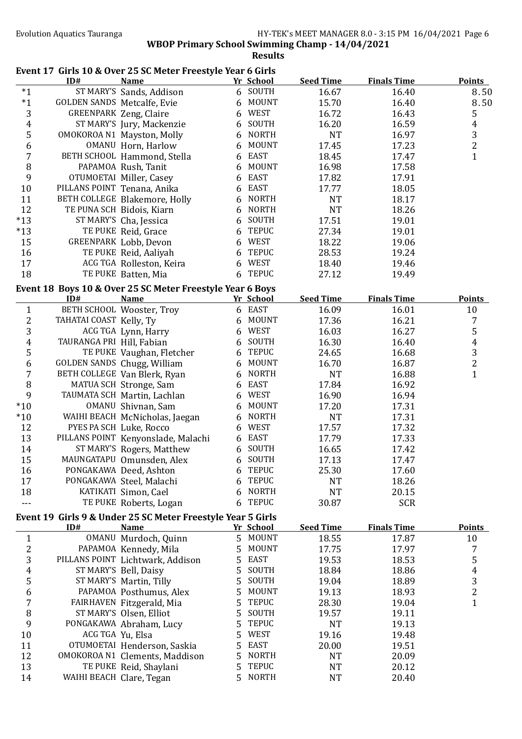# WBOP Primary School Swimming Champ - 14/04/2021

## Results

### Event 17 Girls 10 & Over 25 SC Meter Freestyle Year 6 Girls

| | ID# | Name | Yr | School | Seed Time | Finals Time | Points |
|---|---|---|---|---|---|---|---|
| *1 | ST MARY'S | Sands, Addison | 6 | SOUTH | 16.67 | 16.40 | 8.50 |
| *1 | GOLDEN SANDS | Metcalfe, Evie | 6 | MOUNT | 15.70 | 16.40 | 8.50 |
| 3 | GREENPARK | Zeng, Claire | 6 | WEST | 16.72 | 16.43 | 5 |
| 4 | ST MARY'S | Jury, Mackenzie | 6 | SOUTH | 16.20 | 16.59 | 4 |
| 5 | OMOKOROA N1 | Mayston, Molly | 6 | NORTH | NT | 16.97 | 3 |
| 6 | OMANU | Horn, Harlow | 6 | MOUNT | 17.45 | 17.23 | 2 |
| 7 | BETH SCHOOL | Hammond, Stella | 6 | EAST | 18.45 | 17.47 | 1 |
| 8 | PAPAMOA | Rush, Tanit | 6 | MOUNT | 16.98 | 17.58 | |
| 9 | OTUMOETAI | Miller, Casey | 6 | EAST | 17.82 | 17.91 | |
| 10 | PILLANS POINT | Tenana, Anika | 6 | EAST | 17.77 | 18.05 | |
| 11 | BETH COLLEGE | Blakemore, Holly | 6 | NORTH | NT | 18.17 | |
| 12 | TE PUNA SCH | Bidois, Kiarn | 6 | NORTH | NT | 18.26 | |
| *13 | ST MARY'S | Cha, Jessica | 6 | SOUTH | 17.51 | 19.01 | |
| *13 | TE PUKE | Reid, Grace | 6 | TEPUC | 27.34 | 19.01 | |
| 15 | GREENPARK | Lobb, Devon | 6 | WEST | 18.22 | 19.06 | |
| 16 | TE PUKE | Reid, Aaliyah | 6 | TEPUC | 28.53 | 19.24 | |
| 17 | ACG TGA | Rolleston, Keira | 6 | WEST | 18.40 | 19.46 | |
| 18 | TE PUKE | Batten, Mia | 6 | TEPUC | 27.12 | 19.49 | |

### Event 18 Boys 10 & Over 25 SC Meter Freestyle Year 6 Boys

| | ID# | Name | Yr | School | Seed Time | Finals Time | Points |
|---|---|---|---|---|---|---|---|
| 1 | BETH SCHOOL | Wooster, Troy | 6 | EAST | 16.09 | 16.01 | 10 |
| 2 | TAHATAI COAST | Kelly, Ty | 6 | MOUNT | 17.36 | 16.21 | 7 |
| 3 | ACG TGA | Lynn, Harry | 6 | WEST | 16.03 | 16.27 | 5 |
| 4 | TAURANGA PRI | Hill, Fabian | 6 | SOUTH | 16.30 | 16.40 | 4 |
| 5 | TE PUKE | Vaughan, Fletcher | 6 | TEPUC | 24.65 | 16.68 | 3 |
| 6 | GOLDEN SANDS | Chugg, William | 6 | MOUNT | 16.70 | 16.87 | 2 |
| 7 | BETH COLLEGE | Van Blerk, Ryan | 6 | NORTH | NT | 16.88 | 1 |
| 8 | MATUA SCH | Stronge, Sam | 6 | EAST | 17.84 | 16.92 | |
| 9 | TAUMATA SCH | Martin, Lachlan | 6 | WEST | 16.90 | 16.94 | |
| *10 | OMANU | Shivnan, Sam | 6 | MOUNT | 17.20 | 17.31 | |
| *10 | WAIHI BEACH | McNicholas, Jaegan | 6 | NORTH | NT | 17.31 | |
| 12 | PYES PA SCH | Luke, Rocco | 6 | WEST | 17.57 | 17.32 | |
| 13 | PILLANS POINT | Kenyonslade, Malachi | 6 | EAST | 17.79 | 17.33 | |
| 14 | ST MARY'S | Rogers, Matthew | 6 | SOUTH | 16.65 | 17.42 | |
| 15 | MAUNGATAPU | Omunsden, Alex | 6 | SOUTH | 17.13 | 17.47 | |
| 16 | PONGAKAWA | Deed, Ashton | 6 | TEPUC | 25.30 | 17.60 | |
| 17 | PONGAKAWA | Steel, Malachi | 6 | TEPUC | NT | 18.26 | |
| 18 | KATIKATI | Simon, Cael | 6 | NORTH | NT | 20.15 | |
| --- | TE PUKE | Roberts, Logan | 6 | TEPUC | 30.87 | SCR | |

### Event 19 Girls 9 & Under 25 SC Meter Freestyle Year 5 Girls

| | ID# | Name | Yr | School | Seed Time | Finals Time | Points |
|---|---|---|---|---|---|---|---|
| 1 | OMANU | Murdoch, Quinn | 5 | MOUNT | 18.55 | 17.87 | 10 |
| 2 | PAPAMOA | Kennedy, Mila | 5 | MOUNT | 17.75 | 17.97 | 7 |
| 3 | PILLANS POINT | Lichtwark, Addison | 5 | EAST | 19.53 | 18.53 | 5 |
| 4 | ST MARY'S | Bell, Daisy | 5 | SOUTH | 18.84 | 18.86 | 4 |
| 5 | ST MARY'S | Martin, Tilly | 5 | SOUTH | 19.04 | 18.89 | 3 |
| 6 | PAPAMOA | Posthumus, Alex | 5 | MOUNT | 19.13 | 18.93 | 2 |
| 7 | FAIRHAVEN | Fitzgerald, Mia | 5 | TEPUC | 28.30 | 19.04 | 1 |
| 8 | ST MARY'S | Olsen, Elliot | 5 | SOUTH | 19.57 | 19.11 | |
| 9 | PONGAKAWA | Abraham, Lucy | 5 | TEPUC | NT | 19.13 | |
| 10 | ACG TGA | Yu, Elsa | 5 | WEST | 19.16 | 19.48 | |
| 11 | OTUMOETAI | Henderson, Saskia | 5 | EAST | 20.00 | 19.51 | |
| 12 | OMOKOROA N1 | Clements, Maddison | 5 | NORTH | NT | 20.09 | |
| 13 | TE PUKE | Reid, Shaylani | 5 | TEPUC | NT | 20.12 | |
| 14 | WAIHI BEACH | Clare, Tegan | 5 | NORTH | NT | 20.40 | |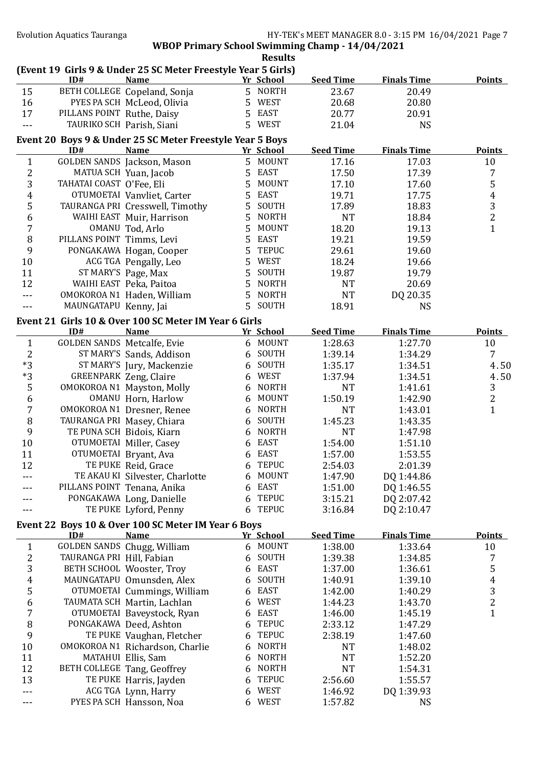**WBOP Primary School Swimming Champ - 14/04/2021**

**Results**

### (Event 19 Girls 9 & Under 25 SC Meter Freestyle Year 5 Girls)

| | ID# | Name | Yr | School | Seed Time | Finals Time | Points |
|---|---|---|---|---|---|---|---|
| 15 | BETH COLLEGE | Copeland, Sonja | 5 | NORTH | 23.67 | 20.49 | |
| 16 | PYES PA SCH | McLeod, Olivia | 5 | WEST | 20.68 | 20.80 | |
| 17 | PILLANS POINT | Ruthe, Daisy | 5 | EAST | 20.77 | 20.91 | |
| --- | TAURIKO SCH | Parish, Siani | 5 | WEST | 21.04 | NS | |

### Event 20 Boys 9 & Under 25 SC Meter Freestyle Year 5 Boys

| | ID# | Name | Yr | School | Seed Time | Finals Time | Points |
|---|---|---|---|---|---|---|---|
| 1 | GOLDEN SANDS | Jackson, Mason | 5 | MOUNT | 17.16 | 17.03 | 10 |
| 2 | MATUA SCH | Yuan, Jacob | 5 | EAST | 17.50 | 17.39 | 7 |
| 3 | TAHATAI COAST | O'Fee, Eli | 5 | MOUNT | 17.10 | 17.60 | 5 |
| 4 | OTUMOETAI | Vanvliet, Carter | 5 | EAST | 19.71 | 17.75 | 4 |
| 5 | TAURANGA PRI | Cresswell, Timothy | 5 | SOUTH | 17.89 | 18.83 | 3 |
| 6 | WAIHI EAST | Muir, Harrison | 5 | NORTH | NT | 18.84 | 2 |
| 7 | OMANU | Tod, Arlo | 5 | MOUNT | 18.20 | 19.13 | 1 |
| 8 | PILLANS POINT | Timms, Levi | 5 | EAST | 19.21 | 19.59 | |
| 9 | PONGAKAWA | Hogan, Cooper | 5 | TEPUC | 29.61 | 19.60 | |
| 10 | ACG TGA | Pengally, Leo | 5 | WEST | 18.24 | 19.66 | |
| 11 | ST MARY'S | Page, Max | 5 | SOUTH | 19.87 | 19.79 | |
| 12 | WAIHI EAST | Peka, Paitoa | 5 | NORTH | NT | 20.69 | |
| --- | OMOKOROA N1 | Haden, William | 5 | NORTH | NT | DQ 20.35 | |
| --- | MAUNGATAPU | Kenny, Jai | 5 | SOUTH | 18.91 | NS | |

### Event 21 Girls 10 & Over 100 SC Meter IM Year 6 Girls

| | ID# | Name | Yr | School | Seed Time | Finals Time | Points |
|---|---|---|---|---|---|---|---|
| 1 | GOLDEN SANDS | Metcalfe, Evie | 6 | MOUNT | 1:28.63 | 1:27.70 | 10 |
| 2 | ST MARY'S | Sands, Addison | 6 | SOUTH | 1:39.14 | 1:34.29 | 7 |
| *3 | ST MARY'S | Jury, Mackenzie | 6 | SOUTH | 1:35.17 | 1:34.51 | 4.50 |
| *3 | GREENPARK | Zeng, Claire | 6 | WEST | 1:37.94 | 1:34.51 | 4.50 |
| 5 | OMOKOROA N1 | Mayston, Molly | 6 | NORTH | NT | 1:41.61 | 3 |
| 6 | OMANU | Horn, Harlow | 6 | MOUNT | 1:50.19 | 1:42.90 | 2 |
| 7 | OMOKOROA N1 | Dresner, Renee | 6 | NORTH | NT | 1:43.01 | 1 |
| 8 | TAURANGA PRI | Masey, Chiara | 6 | SOUTH | 1:45.23 | 1:43.35 | |
| 9 | TE PUNA SCH | Bidois, Kiarn | 6 | NORTH | NT | 1:47.98 | |
| 10 | OTUMOETAI | Miller, Casey | 6 | EAST | 1:54.00 | 1:51.10 | |
| 11 | OTUMOETAI | Bryant, Ava | 6 | EAST | 1:57.00 | 1:53.55 | |
| 12 | TE PUKE | Reid, Grace | 6 | TEPUC | 2:54.03 | 2:01.39 | |
| --- | TE AKAU KI | Silvester, Charlotte | 6 | MOUNT | 1:47.90 | DQ 1:44.86 | |
| --- | PILLANS POINT | Tenana, Anika | 6 | EAST | 1:51.00 | DQ 1:46.55 | |
| --- | PONGAKAWA | Long, Danielle | 6 | TEPUC | 3:15.21 | DQ 2:07.42 | |
| --- | TE PUKE | Lyford, Penny | 6 | TEPUC | 3:16.84 | DQ 2:10.47 | |

### Event 22 Boys 10 & Over 100 SC Meter IM Year 6 Boys

| | ID# | Name | Yr | School | Seed Time | Finals Time | Points |
|---|---|---|---|---|---|---|---|
| 1 | GOLDEN SANDS | Chugg, William | 6 | MOUNT | 1:38.00 | 1:33.64 | 10 |
| 2 | TAURANGA PRI | Hill, Fabian | 6 | SOUTH | 1:39.38 | 1:34.85 | 7 |
| 3 | BETH SCHOOL | Wooster, Troy | 6 | EAST | 1:37.00 | 1:36.61 | 5 |
| 4 | MAUNGATAPU | Omunsden, Alex | 6 | SOUTH | 1:40.91 | 1:39.10 | 4 |
| 5 | OTUMOETAI | Cummings, William | 6 | EAST | 1:42.00 | 1:40.29 | 3 |
| 6 | TAUMATA SCH | Martin, Lachlan | 6 | WEST | 1:44.23 | 1:43.70 | 2 |
| 7 | OTUMOETAI | Baveystock, Ryan | 6 | EAST | 1:46.00 | 1:45.19 | 1 |
| 8 | PONGAKAWA | Deed, Ashton | 6 | TEPUC | 2:33.12 | 1:47.29 | |
| 9 | TE PUKE | Vaughan, Fletcher | 6 | TEPUC | 2:38.19 | 1:47.60 | |
| 10 | OMOKOROA N1 | Richardson, Charlie | 6 | NORTH | NT | 1:48.02 | |
| 11 | MATAHUI | Ellis, Sam | 6 | NORTH | NT | 1:52.20 | |
| 12 | BETH COLLEGE | Tang, Geoffrey | 6 | NORTH | NT | 1:54.31 | |
| 13 | TE PUKE | Harris, Jayden | 6 | TEPUC | 2:56.60 | 1:55.57 | |
| --- | ACG TGA | Lynn, Harry | 6 | WEST | 1:46.92 | DQ 1:39.93 | |
| --- | PYES PA SCH | Hansson, Noa | 6 | WEST | 1:57.82 | NS | |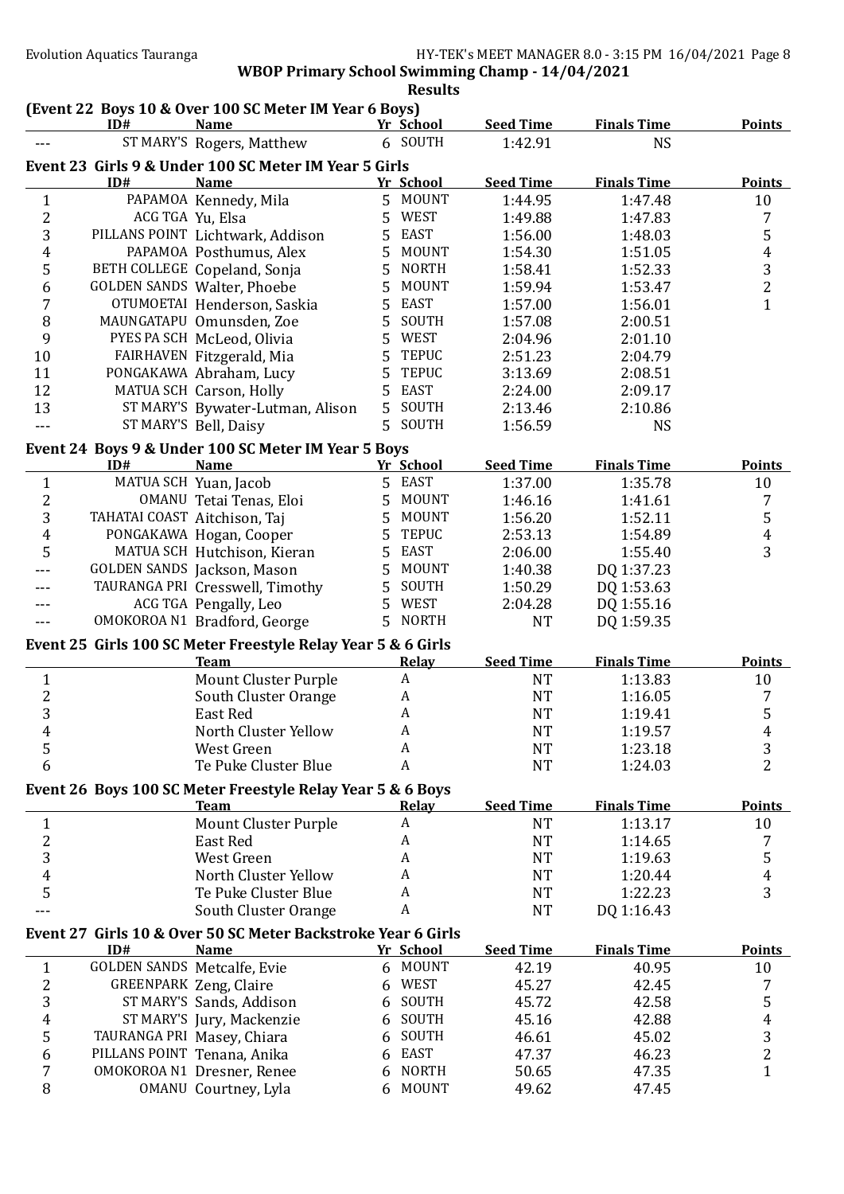## WBOP Primary School Swimming Champ - 14/04/2021

### Results

**(Event 22 Boys 10 & Over 100 SC Meter IM Year 6 Boys)**

| | ID# | Name | Yr | School | Seed Time | Finals Time | Points |
|---|---|---|---|---|---|---|---|
| --- | ST MARY'S | Rogers, Matthew | 6 | SOUTH | 1:42.91 | NS | |

**Event 23 Girls 9 & Under 100 SC Meter IM Year 5 Girls**

| | ID# | Name | Yr | School | Seed Time | Finals Time | Points |
|---|---|---|---|---|---|---|---|
| 1 | PAPAMOA | Kennedy, Mila | 5 | MOUNT | 1:44.95 | 1:47.48 | 10 |
| 2 | ACG TGA | Yu, Elsa | 5 | WEST | 1:49.88 | 1:47.83 | 7 |
| 3 | PILLANS POINT | Lichtwark, Addison | 5 | EAST | 1:56.00 | 1:48.03 | 5 |
| 4 | PAPAMOA | Posthumus, Alex | 5 | MOUNT | 1:54.30 | 1:51.05 | 4 |
| 5 | BETH COLLEGE | Copeland, Sonja | 5 | NORTH | 1:58.41 | 1:52.33 | 3 |
| 6 | GOLDEN SANDS | Walter, Phoebe | 5 | MOUNT | 1:59.94 | 1:53.47 | 2 |
| 7 | OTUMOETAI | Henderson, Saskia | 5 | EAST | 1:57.00 | 1:56.01 | 1 |
| 8 | MAUNGATAPU | Omunsden, Zoe | 5 | SOUTH | 1:57.08 | 2:00.51 | |
| 9 | PYES PA SCH | McLeod, Olivia | 5 | WEST | 2:04.96 | 2:01.10 | |
| 10 | FAIRHAVEN | Fitzgerald, Mia | 5 | TEPUC | 2:51.23 | 2:04.79 | |
| 11 | PONGAKAWA | Abraham, Lucy | 5 | TEPUC | 3:13.69 | 2:08.51 | |
| 12 | MATUA SCH | Carson, Holly | 5 | EAST | 2:24.00 | 2:09.17 | |
| 13 | ST MARY'S | Bywater-Lutman, Alison | 5 | SOUTH | 2:13.46 | 2:10.86 | |
| --- | ST MARY'S | Bell, Daisy | 5 | SOUTH | 1:56.59 | NS | |

**Event 24 Boys 9 & Under 100 SC Meter IM Year 5 Boys**

| | ID# | Name | Yr | School | Seed Time | Finals Time | Points |
|---|---|---|---|---|---|---|---|
| 1 | MATUA SCH | Yuan, Jacob | 5 | EAST | 1:37.00 | 1:35.78 | 10 |
| 2 | OMANU | Tetai Tenas, Eloi | 5 | MOUNT | 1:46.16 | 1:41.61 | 7 |
| 3 | TAHATAI COAST | Aitchison, Taj | 5 | MOUNT | 1:56.20 | 1:52.11 | 5 |
| 4 | PONGAKAWA | Hogan, Cooper | 5 | TEPUC | 2:53.13 | 1:54.89 | 4 |
| 5 | MATUA SCH | Hutchison, Kieran | 5 | EAST | 2:06.00 | 1:55.40 | 3 |
| --- | GOLDEN SANDS | Jackson, Mason | 5 | MOUNT | 1:40.38 | DQ 1:37.23 | |
| --- | TAURANGA PRI | Cresswell, Timothy | 5 | SOUTH | 1:50.29 | DQ 1:53.63 | |
| --- | ACG TGA | Pengally, Leo | 5 | WEST | 2:04.28 | DQ 1:55.16 | |
| --- | OMOKOROA N1 | Bradford, George | 5 | NORTH | NT | DQ 1:59.35 | |

**Event 25 Girls 100 SC Meter Freestyle Relay Year 5 & 6 Girls**

| | Team | Relay | Seed Time | Finals Time | Points |
|---|---|---|---|---|---|
| 1 | Mount Cluster Purple | A | NT | 1:13.83 | 10 |
| 2 | South Cluster Orange | A | NT | 1:16.05 | 7 |
| 3 | East Red | A | NT | 1:19.41 | 5 |
| 4 | North Cluster Yellow | A | NT | 1:19.57 | 4 |
| 5 | West Green | A | NT | 1:23.18 | 3 |
| 6 | Te Puke Cluster Blue | A | NT | 1:24.03 | 2 |

**Event 26 Boys 100 SC Meter Freestyle Relay Year 5 & 6 Boys**

| | Team | Relay | Seed Time | Finals Time | Points |
|---|---|---|---|---|---|
| 1 | Mount Cluster Purple | A | NT | 1:13.17 | 10 |
| 2 | East Red | A | NT | 1:14.65 | 7 |
| 3 | West Green | A | NT | 1:19.63 | 5 |
| 4 | North Cluster Yellow | A | NT | 1:20.44 | 4 |
| 5 | Te Puke Cluster Blue | A | NT | 1:22.23 | 3 |
| --- | South Cluster Orange | A | NT | DQ 1:16.43 | |

**Event 27 Girls 10 & Over 50 SC Meter Backstroke Year 6 Girls**

| | ID# | Name | Yr | School | Seed Time | Finals Time | Points |
|---|---|---|---|---|---|---|---|
| 1 | GOLDEN SANDS | Metcalfe, Evie | 6 | MOUNT | 42.19 | 40.95 | 10 |
| 2 | GREENPARK | Zeng, Claire | 6 | WEST | 45.27 | 42.45 | 7 |
| 3 | ST MARY'S | Sands, Addison | 6 | SOUTH | 45.72 | 42.58 | 5 |
| 4 | ST MARY'S | Jury, Mackenzie | 6 | SOUTH | 45.16 | 42.88 | 4 |
| 5 | TAURANGA PRI | Masey, Chiara | 6 | SOUTH | 46.61 | 45.02 | 3 |
| 6 | PILLANS POINT | Tenana, Anika | 6 | EAST | 47.37 | 46.23 | 2 |
| 7 | OMOKOROA N1 | Dresner, Renee | 6 | NORTH | 50.65 | 47.35 | 1 |
| 8 | OMANU | Courtney, Lyla | 6 | MOUNT | 49.62 | 47.45 | |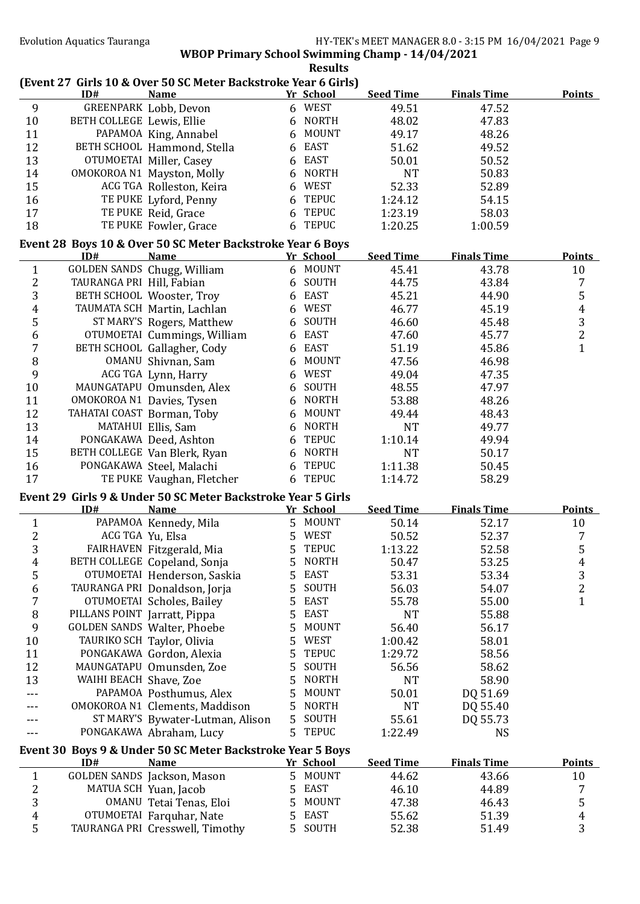**WBOP Primary School Swimming Champ - 14/04/2021**

**Results**

### (Event 27 Girls 10 & Over 50 SC Meter Backstroke Year 6 Girls)

| | ID# | Name | Yr | School | Seed Time | Finals Time | Points |
|---|---|---|---|---|---|---|---|
| 9 | GREENPARK | Lobb, Devon | 6 | WEST | 49.51 | 47.52 | |
| 10 | BETH COLLEGE | Lewis, Ellie | 6 | NORTH | 48.02 | 47.83 | |
| 11 | PAPAMOA | King, Annabel | 6 | MOUNT | 49.17 | 48.26 | |
| 12 | BETH SCHOOL | Hammond, Stella | 6 | EAST | 51.62 | 49.52 | |
| 13 | OTUMOETAI | Miller, Casey | 6 | EAST | 50.01 | 50.52 | |
| 14 | OMOKOROA N1 | Mayston, Molly | 6 | NORTH | NT | 50.83 | |
| 15 | ACG TGA | Rolleston, Keira | 6 | WEST | 52.33 | 52.89 | |
| 16 | TE PUKE | Lyford, Penny | 6 | TEPUC | 1:24.12 | 54.15 | |
| 17 | TE PUKE | Reid, Grace | 6 | TEPUC | 1:23.19 | 58.03 | |
| 18 | TE PUKE | Fowler, Grace | 6 | TEPUC | 1:20.25 | 1:00.59 | |

### Event 28 Boys 10 & Over 50 SC Meter Backstroke Year 6 Boys

| | ID# | Name | Yr | School | Seed Time | Finals Time | Points |
|---|---|---|---|---|---|---|---|
| 1 | GOLDEN SANDS | Chugg, William | 6 | MOUNT | 45.41 | 43.78 | 10 |
| 2 | TAURANGA PRI | Hill, Fabian | 6 | SOUTH | 44.75 | 43.84 | 7 |
| 3 | BETH SCHOOL | Wooster, Troy | 6 | EAST | 45.21 | 44.90 | 5 |
| 4 | TAUMATA SCH | Martin, Lachlan | 6 | WEST | 46.77 | 45.19 | 4 |
| 5 | ST MARY'S | Rogers, Matthew | 6 | SOUTH | 46.60 | 45.48 | 3 |
| 6 | OTUMOETAI | Cummings, William | 6 | EAST | 47.60 | 45.77 | 2 |
| 7 | BETH SCHOOL | Gallagher, Cody | 6 | EAST | 51.19 | 45.86 | 1 |
| 8 | OMANU | Shivnan, Sam | 6 | MOUNT | 47.56 | 46.98 | |
| 9 | ACG TGA | Lynn, Harry | 6 | WEST | 49.04 | 47.35 | |
| 10 | MAUNGATAPU | Omunsden, Alex | 6 | SOUTH | 48.55 | 47.97 | |
| 11 | OMOKOROA N1 | Davies, Tysen | 6 | NORTH | 53.88 | 48.26 | |
| 12 | TAHATAI COAST | Borman, Toby | 6 | MOUNT | 49.44 | 48.43 | |
| 13 | MATAHUI | Ellis, Sam | 6 | NORTH | NT | 49.77 | |
| 14 | PONGAKAWA | Deed, Ashton | 6 | TEPUC | 1:10.14 | 49.94 | |
| 15 | BETH COLLEGE | Van Blerk, Ryan | 6 | NORTH | NT | 50.17 | |
| 16 | PONGAKAWA | Steel, Malachi | 6 | TEPUC | 1:11.38 | 50.45 | |
| 17 | TE PUKE | Vaughan, Fletcher | 6 | TEPUC | 1:14.72 | 58.29 | |

### Event 29 Girls 9 & Under 50 SC Meter Backstroke Year 5 Girls

| | ID# | Name | Yr | School | Seed Time | Finals Time | Points |
|---|---|---|---|---|---|---|---|
| 1 | PAPAMOA | Kennedy, Mila | 5 | MOUNT | 50.14 | 52.17 | 10 |
| 2 | ACG TGA | Yu, Elsa | 5 | WEST | 50.52 | 52.37 | 7 |
| 3 | FAIRHAVEN | Fitzgerald, Mia | 5 | TEPUC | 1:13.22 | 52.58 | 5 |
| 4 | BETH COLLEGE | Copeland, Sonja | 5 | NORTH | 50.47 | 53.25 | 4 |
| 5 | OTUMOETAI | Henderson, Saskia | 5 | EAST | 53.31 | 53.34 | 3 |
| 6 | TAURANGA PRI | Donaldson, Jorja | 5 | SOUTH | 56.03 | 54.07 | 2 |
| 7 | OTUMOETAI | Scholes, Bailey | 5 | EAST | 55.78 | 55.00 | 1 |
| 8 | PILLANS POINT | Jarratt, Pippa | 5 | EAST | NT | 55.88 | |
| 9 | GOLDEN SANDS | Walter, Phoebe | 5 | MOUNT | 56.40 | 56.17 | |
| 10 | TAURIKO SCH | Taylor, Olivia | 5 | WEST | 1:00.42 | 58.01 | |
| 11 | PONGAKAWA | Gordon, Alexia | 5 | TEPUC | 1:29.72 | 58.56 | |
| 12 | MAUNGATAPU | Omunsden, Zoe | 5 | SOUTH | 56.56 | 58.62 | |
| 13 | WAIHI BEACH | Shave, Zoe | 5 | NORTH | NT | 58.90 | |
| --- | PAPAMOA | Posthumus, Alex | 5 | MOUNT | 50.01 | DQ 51.69 | |
| --- | OMOKOROA N1 | Clements, Maddison | 5 | NORTH | NT | DQ 55.40 | |
| --- | ST MARY'S | Bywater-Lutman, Alison | 5 | SOUTH | 55.61 | DQ 55.73 | |
| --- | PONGAKAWA | Abraham, Lucy | 5 | TEPUC | 1:22.49 | NS | |

### Event 30 Boys 9 & Under 50 SC Meter Backstroke Year 5 Boys

| | ID# | Name | Yr | School | Seed Time | Finals Time | Points |
|---|---|---|---|---|---|---|---|
| 1 | GOLDEN SANDS | Jackson, Mason | 5 | MOUNT | 44.62 | 43.66 | 10 |
| 2 | MATUA SCH | Yuan, Jacob | 5 | EAST | 46.10 | 44.89 | 7 |
| 3 | OMANU | Tetai Tenas, Eloi | 5 | MOUNT | 47.38 | 46.43 | 5 |
| 4 | OTUMOETAI | Farquhar, Nate | 5 | EAST | 55.62 | 51.39 | 4 |
| 5 | TAURANGA PRI | Cresswell, Timothy | 5 | SOUTH | 52.38 | 51.49 | 3 |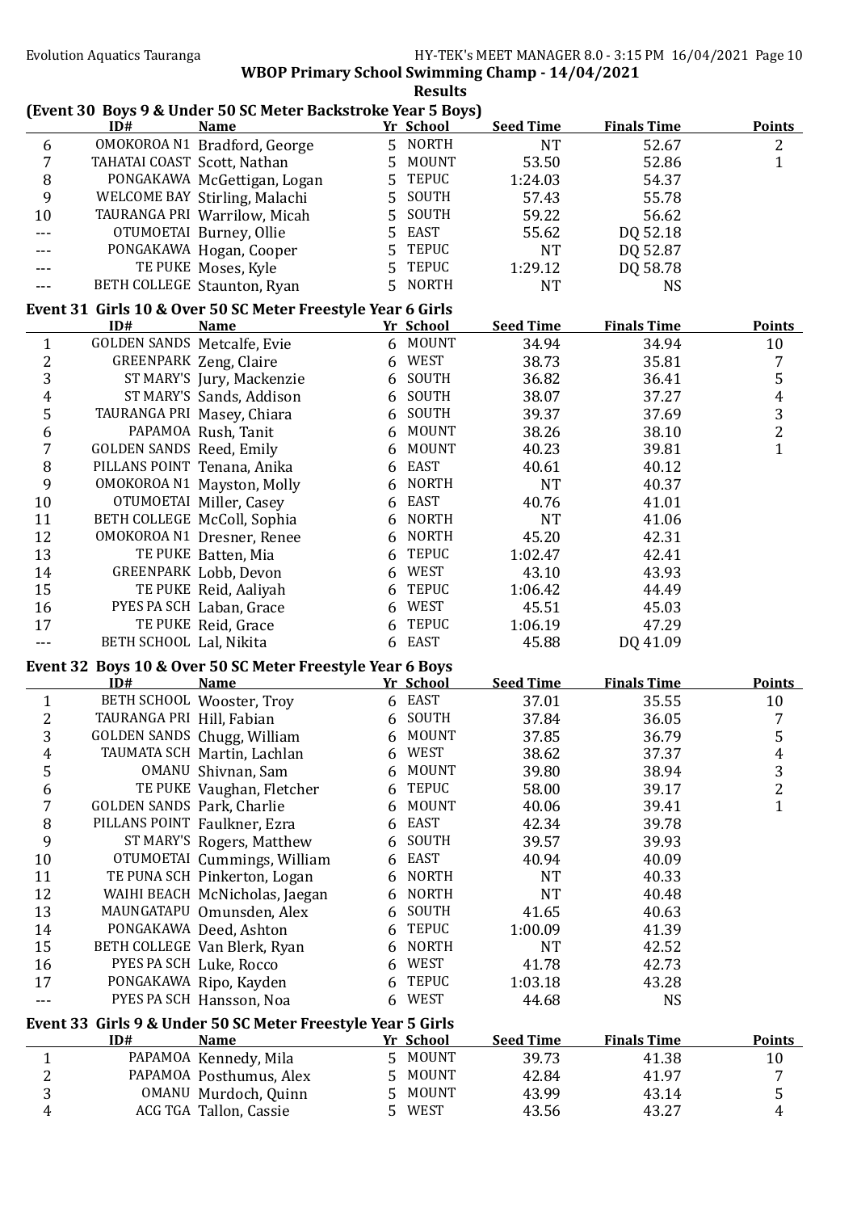## WBOP Primary School Swimming Champ - 14/04/2021

### Results

### (Event 30 Boys 9 & Under 50 SC Meter Backstroke Year 5 Boys)

| | ID# | Name | Yr | School | Seed Time | Finals Time | Points |
|---|---|---|---|---|---|---|---|
| 6 | OMOKOROA N1 | Bradford, George | 5 | NORTH | NT | 52.67 | 2 |
| 7 | TAHATAI COAST | Scott, Nathan | 5 | MOUNT | 53.50 | 52.86 | 1 |
| 8 | PONGAKAWA | McGettigan, Logan | 5 | TEPUC | 1:24.03 | 54.37 | |
| 9 | WELCOME BAY | Stirling, Malachi | 5 | SOUTH | 57.43 | 55.78 | |
| 10 | TAURANGA PRI | Warrilow, Micah | 5 | SOUTH | 59.22 | 56.62 | |
| --- | OTUMOETAI | Burney, Ollie | 5 | EAST | 55.62 | DQ 52.18 | |
| --- | PONGAKAWA | Hogan, Cooper | 5 | TEPUC | NT | DQ 52.87 | |
| --- | TE PUKE | Moses, Kyle | 5 | TEPUC | 1:29.12 | DQ 58.78 | |
| --- | BETH COLLEGE | Staunton, Ryan | 5 | NORTH | NT | NS | |

### Event 31 Girls 10 & Over 50 SC Meter Freestyle Year 6 Girls

| | ID# | Name | Yr | School | Seed Time | Finals Time | Points |
|---|---|---|---|---|---|---|---|
| 1 | GOLDEN SANDS | Metcalfe, Evie | 6 | MOUNT | 34.94 | 34.94 | 10 |
| 2 | GREENPARK | Zeng, Claire | 6 | WEST | 38.73 | 35.81 | 7 |
| 3 | ST MARY'S | Jury, Mackenzie | 6 | SOUTH | 36.82 | 36.41 | 5 |
| 4 | ST MARY'S | Sands, Addison | 6 | SOUTH | 38.07 | 37.27 | 4 |
| 5 | TAURANGA PRI | Masey, Chiara | 6 | SOUTH | 39.37 | 37.69 | 3 |
| 6 | PAPAMOA | Rush, Tanit | 6 | MOUNT | 38.26 | 38.10 | 2 |
| 7 | GOLDEN SANDS | Reed, Emily | 6 | MOUNT | 40.23 | 39.81 | 1 |
| 8 | PILLANS POINT | Tenana, Anika | 6 | EAST | 40.61 | 40.12 | |
| 9 | OMOKOROA N1 | Mayston, Molly | 6 | NORTH | NT | 40.37 | |
| 10 | OTUMOETAI | Miller, Casey | 6 | EAST | 40.76 | 41.01 | |
| 11 | BETH COLLEGE | McColl, Sophia | 6 | NORTH | NT | 41.06 | |
| 12 | OMOKOROA N1 | Dresner, Renee | 6 | NORTH | 45.20 | 42.31 | |
| 13 | TE PUKE | Batten, Mia | 6 | TEPUC | 1:02.47 | 42.41 | |
| 14 | GREENPARK | Lobb, Devon | 6 | WEST | 43.10 | 43.93 | |
| 15 | TE PUKE | Reid, Aaliyah | 6 | TEPUC | 1:06.42 | 44.49 | |
| 16 | PYES PA SCH | Laban, Grace | 6 | WEST | 45.51 | 45.03 | |
| 17 | TE PUKE | Reid, Grace | 6 | TEPUC | 1:06.19 | 47.29 | |
| --- | BETH SCHOOL | Lal, Nikita | 6 | EAST | 45.88 | DQ 41.09 | |

### Event 32 Boys 10 & Over 50 SC Meter Freestyle Year 6 Boys

| | ID# | Name | Yr | School | Seed Time | Finals Time | Points |
|---|---|---|---|---|---|---|---|
| 1 | BETH SCHOOL | Wooster, Troy | 6 | EAST | 37.01 | 35.55 | 10 |
| 2 | TAURANGA PRI | Hill, Fabian | 6 | SOUTH | 37.84 | 36.05 | 7 |
| 3 | GOLDEN SANDS | Chugg, William | 6 | MOUNT | 37.85 | 36.79 | 5 |
| 4 | TAUMATA SCH | Martin, Lachlan | 6 | WEST | 38.62 | 37.37 | 4 |
| 5 | OMANU | Shivnan, Sam | 6 | MOUNT | 39.80 | 38.94 | 3 |
| 6 | TE PUKE | Vaughan, Fletcher | 6 | TEPUC | 58.00 | 39.17 | 2 |
| 7 | GOLDEN SANDS | Park, Charlie | 6 | MOUNT | 40.06 | 39.41 | 1 |
| 8 | PILLANS POINT | Faulkner, Ezra | 6 | EAST | 42.34 | 39.78 | |
| 9 | ST MARY'S | Rogers, Matthew | 6 | SOUTH | 39.57 | 39.93 | |
| 10 | OTUMOETAI | Cummings, William | 6 | EAST | 40.94 | 40.09 | |
| 11 | TE PUNA SCH | Pinkerton, Logan | 6 | NORTH | NT | 40.33 | |
| 12 | WAIHI BEACH | McNicholas, Jaegan | 6 | NORTH | NT | 40.48 | |
| 13 | MAUNGATAPU | Omunsden, Alex | 6 | SOUTH | 41.65 | 40.63 | |
| 14 | PONGAKAWA | Deed, Ashton | 6 | TEPUC | 1:00.09 | 41.39 | |
| 15 | BETH COLLEGE | Van Blerk, Ryan | 6 | NORTH | NT | 42.52 | |
| 16 | PYES PA SCH | Luke, Rocco | 6 | WEST | 41.78 | 42.73 | |
| 17 | PONGAKAWA | Ripo, Kayden | 6 | TEPUC | 1:03.18 | 43.28 | |
| --- | PYES PA SCH | Hansson, Noa | 6 | WEST | 44.68 | NS | |

### Event 33 Girls 9 & Under 50 SC Meter Freestyle Year 5 Girls

| | ID# | Name | Yr | School | Seed Time | Finals Time | Points |
|---|---|---|---|---|---|---|---|
| 1 | PAPAMOA | Kennedy, Mila | 5 | MOUNT | 39.73 | 41.38 | 10 |
| 2 | PAPAMOA | Posthumus, Alex | 5 | MOUNT | 42.84 | 41.97 | 7 |
| 3 | OMANU | Murdoch, Quinn | 5 | MOUNT | 43.99 | 43.14 | 5 |
| 4 | ACG TGA | Tallon, Cassie | 5 | WEST | 43.56 | 43.27 | 4 |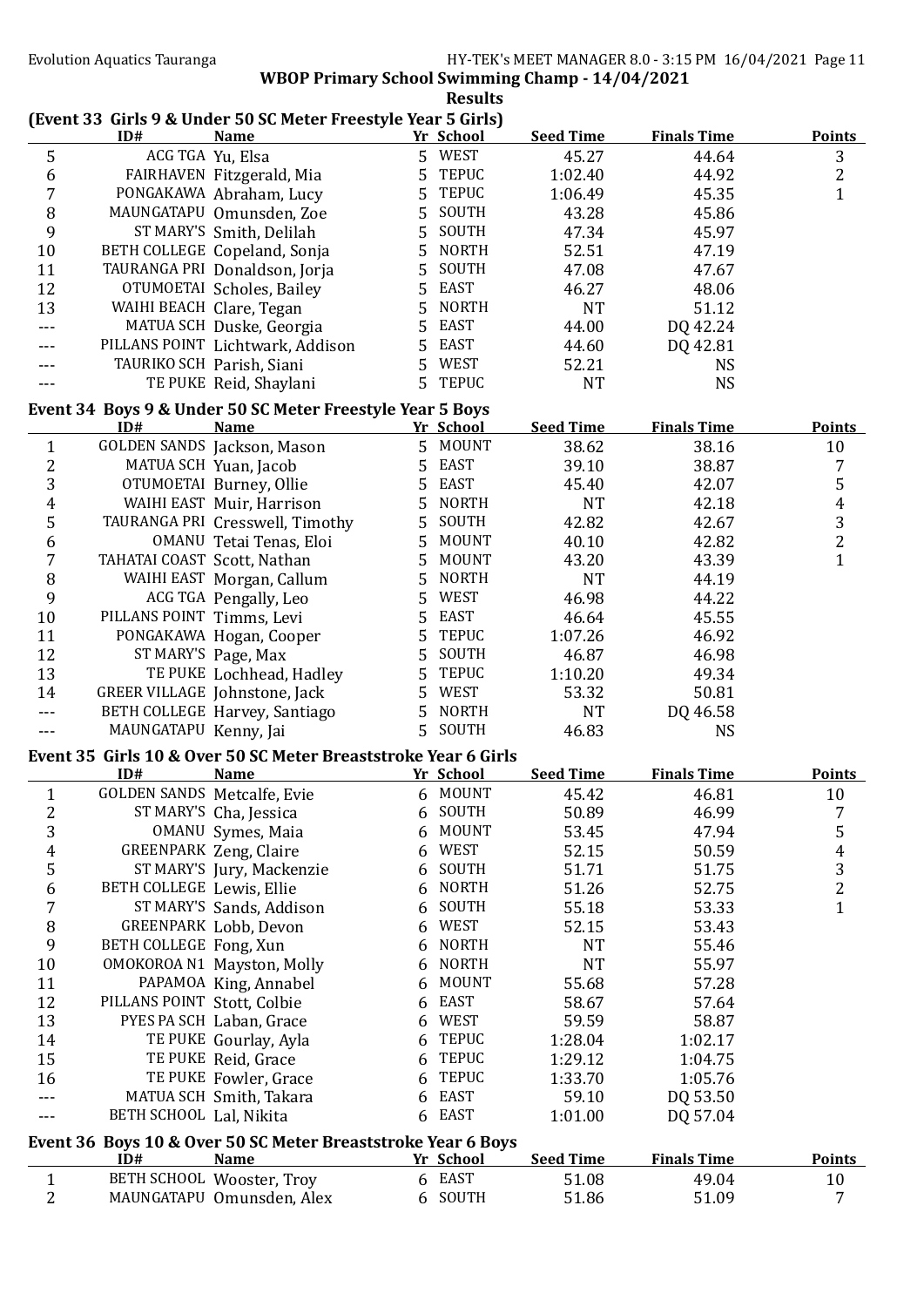**WBOP Primary School Swimming Champ - 14/04/2021**

**Results**

### (Event 33 Girls 9 & Under 50 SC Meter Freestyle Year 5 Girls)

| | ID# | Name | Yr | School | Seed Time | Finals Time | Points |
|---|---|---|---|---|---|---|---|
| 5 | ACG TGA | Yu, Elsa | 5 | WEST | 45.27 | 44.64 | 3 |
| 6 | FAIRHAVEN | Fitzgerald, Mia | 5 | TEPUC | 1:02.40 | 44.92 | 2 |
| 7 | PONGAKAWA | Abraham, Lucy | 5 | TEPUC | 1:06.49 | 45.35 | 1 |
| 8 | MAUNGATAPU | Omunsden, Zoe | 5 | SOUTH | 43.28 | 45.86 | |
| 9 | ST MARY'S | Smith, Delilah | 5 | SOUTH | 47.34 | 45.97 | |
| 10 | BETH COLLEGE | Copeland, Sonja | 5 | NORTH | 52.51 | 47.19 | |
| 11 | TAURANGA PRI | Donaldson, Jorja | 5 | SOUTH | 47.08 | 47.67 | |
| 12 | OTUMOETAI | Scholes, Bailey | 5 | EAST | 46.27 | 48.06 | |
| 13 | WAIHI BEACH | Clare, Tegan | 5 | NORTH | NT | 51.12 | |
| --- | MATUA SCH | Duske, Georgia | 5 | EAST | 44.00 | DQ 42.24 | |
| --- | PILLANS POINT | Lichtwark, Addison | 5 | EAST | 44.60 | DQ 42.81 | |
| --- | TAURIKO SCH | Parish, Siani | 5 | WEST | 52.21 | NS | |
| --- | TE PUKE | Reid, Shaylani | 5 | TEPUC | NT | NS | |

### Event 34 Boys 9 & Under 50 SC Meter Freestyle Year 5 Boys

| | ID# | Name | Yr | School | Seed Time | Finals Time | Points |
|---|---|---|---|---|---|---|---|
| 1 | GOLDEN SANDS | Jackson, Mason | 5 | MOUNT | 38.62 | 38.16 | 10 |
| 2 | MATUA SCH | Yuan, Jacob | 5 | EAST | 39.10 | 38.87 | 7 |
| 3 | OTUMOETAI | Burney, Ollie | 5 | EAST | 45.40 | 42.07 | 5 |
| 4 | WAIHI EAST | Muir, Harrison | 5 | NORTH | NT | 42.18 | 4 |
| 5 | TAURANGA PRI | Cresswell, Timothy | 5 | SOUTH | 42.82 | 42.67 | 3 |
| 6 | OMANU | Tetai Tenas, Eloi | 5 | MOUNT | 40.10 | 42.82 | 2 |
| 7 | TAHATAI COAST | Scott, Nathan | 5 | MOUNT | 43.20 | 43.39 | 1 |
| 8 | WAIHI EAST | Morgan, Callum | 5 | NORTH | NT | 44.19 | |
| 9 | ACG TGA | Pengally, Leo | 5 | WEST | 46.98 | 44.22 | |
| 10 | PILLANS POINT | Timms, Levi | 5 | EAST | 46.64 | 45.55 | |
| 11 | PONGAKAWA | Hogan, Cooper | 5 | TEPUC | 1:07.26 | 46.92 | |
| 12 | ST MARY'S | Page, Max | 5 | SOUTH | 46.87 | 46.98 | |
| 13 | TE PUKE | Lochhead, Hadley | 5 | TEPUC | 1:10.20 | 49.34 | |
| 14 | GREER VILLAGE | Johnstone, Jack | 5 | WEST | 53.32 | 50.81 | |
| --- | BETH COLLEGE | Harvey, Santiago | 5 | NORTH | NT | DQ 46.58 | |
| --- | MAUNGATAPU | Kenny, Jai | 5 | SOUTH | 46.83 | NS | |

### Event 35 Girls 10 & Over 50 SC Meter Breaststroke Year 6 Girls

| | ID# | Name | Yr | School | Seed Time | Finals Time | Points |
|---|---|---|---|---|---|---|---|
| 1 | GOLDEN SANDS | Metcalfe, Evie | 6 | MOUNT | 45.42 | 46.81 | 10 |
| 2 | ST MARY'S | Cha, Jessica | 6 | SOUTH | 50.89 | 46.99 | 7 |
| 3 | OMANU | Symes, Maia | 6 | MOUNT | 53.45 | 47.94 | 5 |
| 4 | GREENPARK | Zeng, Claire | 6 | WEST | 52.15 | 50.59 | 4 |
| 5 | ST MARY'S | Jury, Mackenzie | 6 | SOUTH | 51.71 | 51.75 | 3 |
| 6 | BETH COLLEGE | Lewis, Ellie | 6 | NORTH | 51.26 | 52.75 | 2 |
| 7 | ST MARY'S | Sands, Addison | 6 | SOUTH | 55.18 | 53.33 | 1 |
| 8 | GREENPARK | Lobb, Devon | 6 | WEST | 52.15 | 53.43 | |
| 9 | BETH COLLEGE | Fong, Xun | 6 | NORTH | NT | 55.46 | |
| 10 | OMOKOROA N1 | Mayston, Molly | 6 | NORTH | NT | 55.97 | |
| 11 | PAPAMOA | King, Annabel | 6 | MOUNT | 55.68 | 57.28 | |
| 12 | PILLANS POINT | Stott, Colbie | 6 | EAST | 58.67 | 57.64 | |
| 13 | PYES PA SCH | Laban, Grace | 6 | WEST | 59.59 | 58.87 | |
| 14 | TE PUKE | Gourlay, Ayla | 6 | TEPUC | 1:28.04 | 1:02.17 | |
| 15 | TE PUKE | Reid, Grace | 6 | TEPUC | 1:29.12 | 1:04.75 | |
| 16 | TE PUKE | Fowler, Grace | 6 | TEPUC | 1:33.70 | 1:05.76 | |
| --- | MATUA SCH | Smith, Takara | 6 | EAST | 59.10 | DQ 53.50 | |
| --- | BETH SCHOOL | Lal, Nikita | 6 | EAST | 1:01.00 | DQ 57.04 | |

### Event 36 Boys 10 & Over 50 SC Meter Breaststroke Year 6 Boys

| | ID# | Name | Yr | School | Seed Time | Finals Time | Points |
|---|---|---|---|---|---|---|---|
| 1 | BETH SCHOOL | Wooster, Troy | 6 | EAST | 51.08 | 49.04 | 10 |
| 2 | MAUNGATAPU | Omunsden, Alex | 6 | SOUTH | 51.86 | 51.09 | 7 |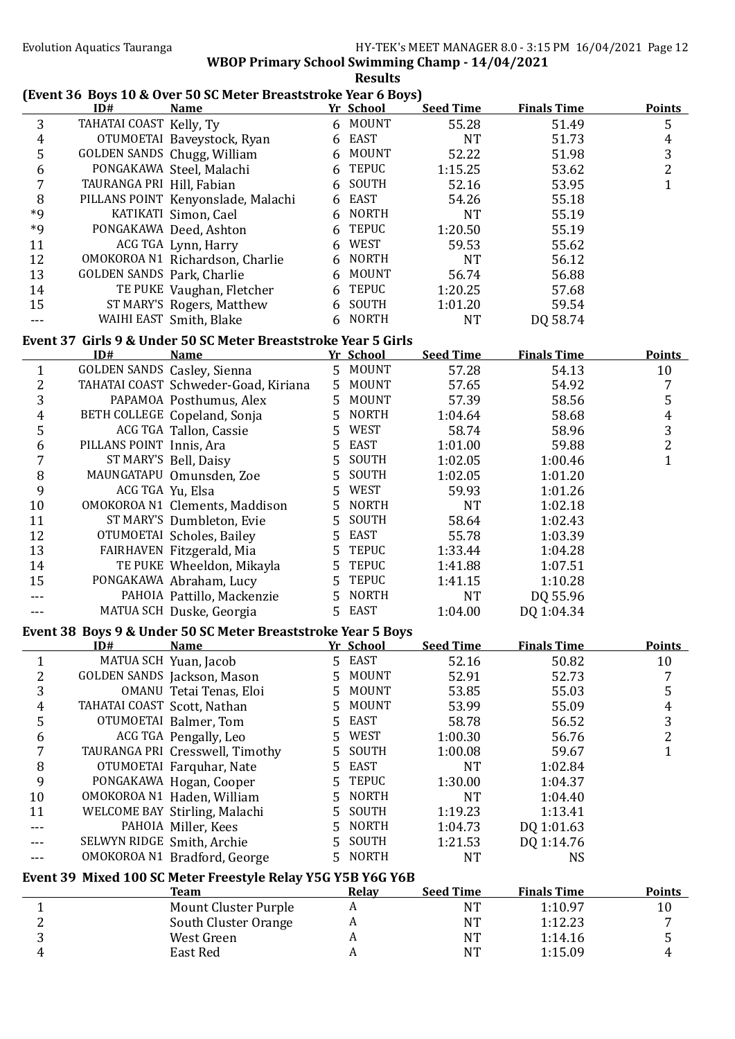**WBOP Primary School Swimming Champ - 14/04/2021**

**Results**

### (Event 36 Boys 10 & Over 50 SC Meter Breaststroke Year 6 Boys)

| | ID# | Name | Yr | School | Seed Time | Finals Time | Points |
|---|---|---|---|---|---|---|---|
| 3 | TAHATAI COAST | Kelly, Ty | 6 | MOUNT | 55.28 | 51.49 | 5 |
| 4 | OTUMOETAI | Baveystock, Ryan | 6 | EAST | NT | 51.73 | 4 |
| 5 | GOLDEN SANDS | Chugg, William | 6 | MOUNT | 52.22 | 51.98 | 3 |
| 6 | PONGAKAWA | Steel, Malachi | 6 | TEPUC | 1:15.25 | 53.62 | 2 |
| 7 | TAURANGA PRI | Hill, Fabian | 6 | SOUTH | 52.16 | 53.95 | 1 |
| 8 | PILLANS POINT | Kenyonslade, Malachi | 6 | EAST | 54.26 | 55.18 | |
| *9 | KATIKATI | Simon, Cael | 6 | NORTH | NT | 55.19 | |
| *9 | PONGAKAWA | Deed, Ashton | 6 | TEPUC | 1:20.50 | 55.19 | |
| 11 | ACG TGA | Lynn, Harry | 6 | WEST | 59.53 | 55.62 | |
| 12 | OMOKOROA N1 | Richardson, Charlie | 6 | NORTH | NT | 56.12 | |
| 13 | GOLDEN SANDS | Park, Charlie | 6 | MOUNT | 56.74 | 56.88 | |
| 14 | TE PUKE | Vaughan, Fletcher | 6 | TEPUC | 1:20.25 | 57.68 | |
| 15 | ST MARY'S | Rogers, Matthew | 6 | SOUTH | 1:01.20 | 59.54 | |
| --- | WAIHI EAST | Smith, Blake | 6 | NORTH | NT | DQ 58.74 | |

### Event 37 Girls 9 & Under 50 SC Meter Breaststroke Year 5 Girls

| | ID# | Name | Yr | School | Seed Time | Finals Time | Points |
|---|---|---|---|---|---|---|---|
| 1 | GOLDEN SANDS | Casley, Sienna | 5 | MOUNT | 57.28 | 54.13 | 10 |
| 2 | TAHATAI COAST | Schweder-Goad, Kiriana | 5 | MOUNT | 57.65 | 54.92 | 7 |
| 3 | PAPAMOA | Posthumus, Alex | 5 | MOUNT | 57.39 | 58.56 | 5 |
| 4 | BETH COLLEGE | Copeland, Sonja | 5 | NORTH | 1:04.64 | 58.68 | 4 |
| 5 | ACG TGA | Tallon, Cassie | 5 | WEST | 58.74 | 58.96 | 3 |
| 6 | PILLANS POINT | Innis, Ara | 5 | EAST | 1:01.00 | 59.88 | 2 |
| 7 | ST MARY'S | Bell, Daisy | 5 | SOUTH | 1:02.05 | 1:00.46 | 1 |
| 8 | MAUNGATAPU | Omunsden, Zoe | 5 | SOUTH | 1:02.05 | 1:01.20 | |
| 9 | ACG TGA | Yu, Elsa | 5 | WEST | 59.93 | 1:01.26 | |
| 10 | OMOKOROA N1 | Clements, Maddison | 5 | NORTH | NT | 1:02.18 | |
| 11 | ST MARY'S | Dumbleton, Evie | 5 | SOUTH | 58.64 | 1:02.43 | |
| 12 | OTUMOETAI | Scholes, Bailey | 5 | EAST | 55.78 | 1:03.39 | |
| 13 | FAIRHAVEN | Fitzgerald, Mia | 5 | TEPUC | 1:33.44 | 1:04.28 | |
| 14 | TE PUKE | Wheeldon, Mikayla | 5 | TEPUC | 1:41.88 | 1:07.51 | |
| 15 | PONGAKAWA | Abraham, Lucy | 5 | TEPUC | 1:41.15 | 1:10.28 | |
| --- | PAHOIA | Pattillo, Mackenzie | 5 | NORTH | NT | DQ 55.96 | |
| --- | MATUA SCH | Duske, Georgia | 5 | EAST | 1:04.00 | DQ 1:04.34 | |

### Event 38 Boys 9 & Under 50 SC Meter Breaststroke Year 5 Boys

| | ID# | Name | Yr | School | Seed Time | Finals Time | Points |
|---|---|---|---|---|---|---|---|
| 1 | MATUA SCH | Yuan, Jacob | 5 | EAST | 52.16 | 50.82 | 10 |
| 2 | GOLDEN SANDS | Jackson, Mason | 5 | MOUNT | 52.91 | 52.73 | 7 |
| 3 | OMANU | Tetai Tenas, Eloi | 5 | MOUNT | 53.85 | 55.03 | 5 |
| 4 | TAHATAI COAST | Scott, Nathan | 5 | MOUNT | 53.99 | 55.09 | 4 |
| 5 | OTUMOETAI | Balmer, Tom | 5 | EAST | 58.78 | 56.52 | 3 |
| 6 | ACG TGA | Pengally, Leo | 5 | WEST | 1:00.30 | 56.76 | 2 |
| 7 | TAURANGA PRI | Cresswell, Timothy | 5 | SOUTH | 1:00.08 | 59.67 | 1 |
| 8 | OTUMOETAI | Farquhar, Nate | 5 | EAST | NT | 1:02.84 | |
| 9 | PONGAKAWA | Hogan, Cooper | 5 | TEPUC | 1:30.00 | 1:04.37 | |
| 10 | OMOKOROA N1 | Haden, William | 5 | NORTH | NT | 1:04.40 | |
| 11 | WELCOME BAY | Stirling, Malachi | 5 | SOUTH | 1:19.23 | 1:13.41 | |
| --- | PAHOIA | Miller, Kees | 5 | NORTH | 1:04.73 | DQ 1:01.63 | |
| --- | SELWYN RIDGE | Smith, Archie | 5 | SOUTH | 1:21.53 | DQ 1:14.76 | |
| --- | OMOKOROA N1 | Bradford, George | 5 | NORTH | NT | NS | |

### Event 39 Mixed 100 SC Meter Freestyle Relay Y5G Y5B Y6G Y6B

| | Team | Relay | Seed Time | Finals Time | Points |
|---|---|---|---|---|---|
| 1 | Mount Cluster Purple | A | NT | 1:10.97 | 10 |
| 2 | South Cluster Orange | A | NT | 1:12.23 | 7 |
| 3 | West Green | A | NT | 1:14.16 | 5 |
| 4 | East Red | A | NT | 1:15.09 | 4 |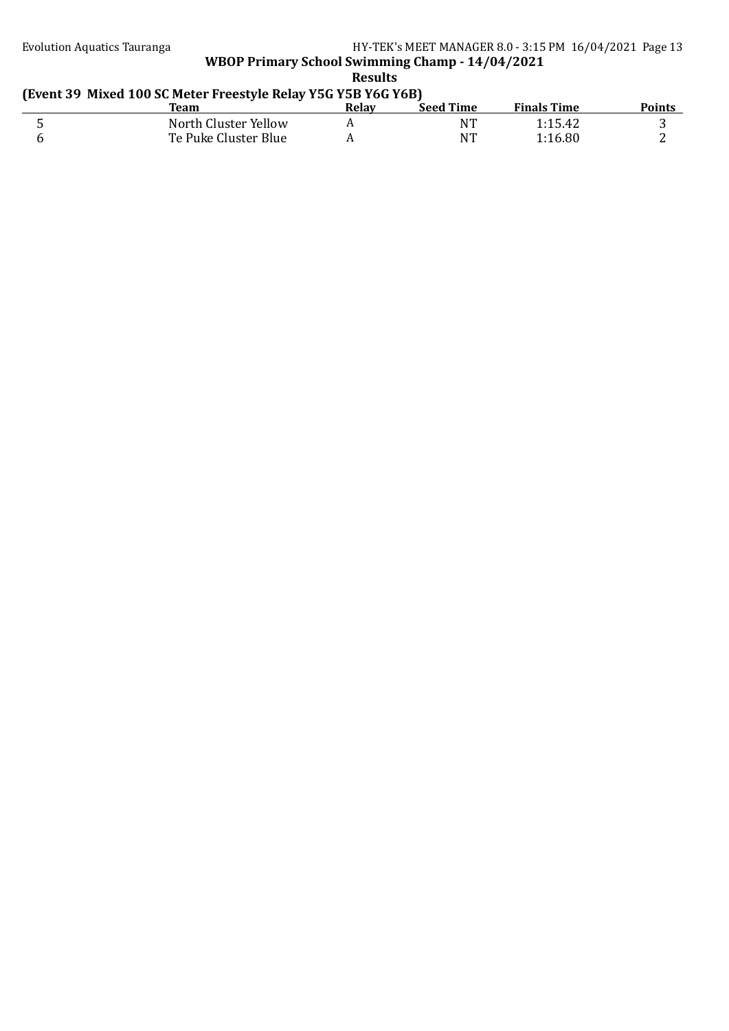**WBOP Primary School Swimming Champ - 14/04/2021**

**Results**

**(Event 39 Mixed 100 SC Meter Freestyle Relay Y5G Y5B Y6G Y6B)**

| | Team | Relay | Seed Time | Finals Time | Points |
|---|---|---|---|---|---|
| 5 | North Cluster Yellow | A | NT | 1:15.42 | 3 |
| 6 | Te Puke Cluster Blue | A | NT | 1:16.80 | 2 |